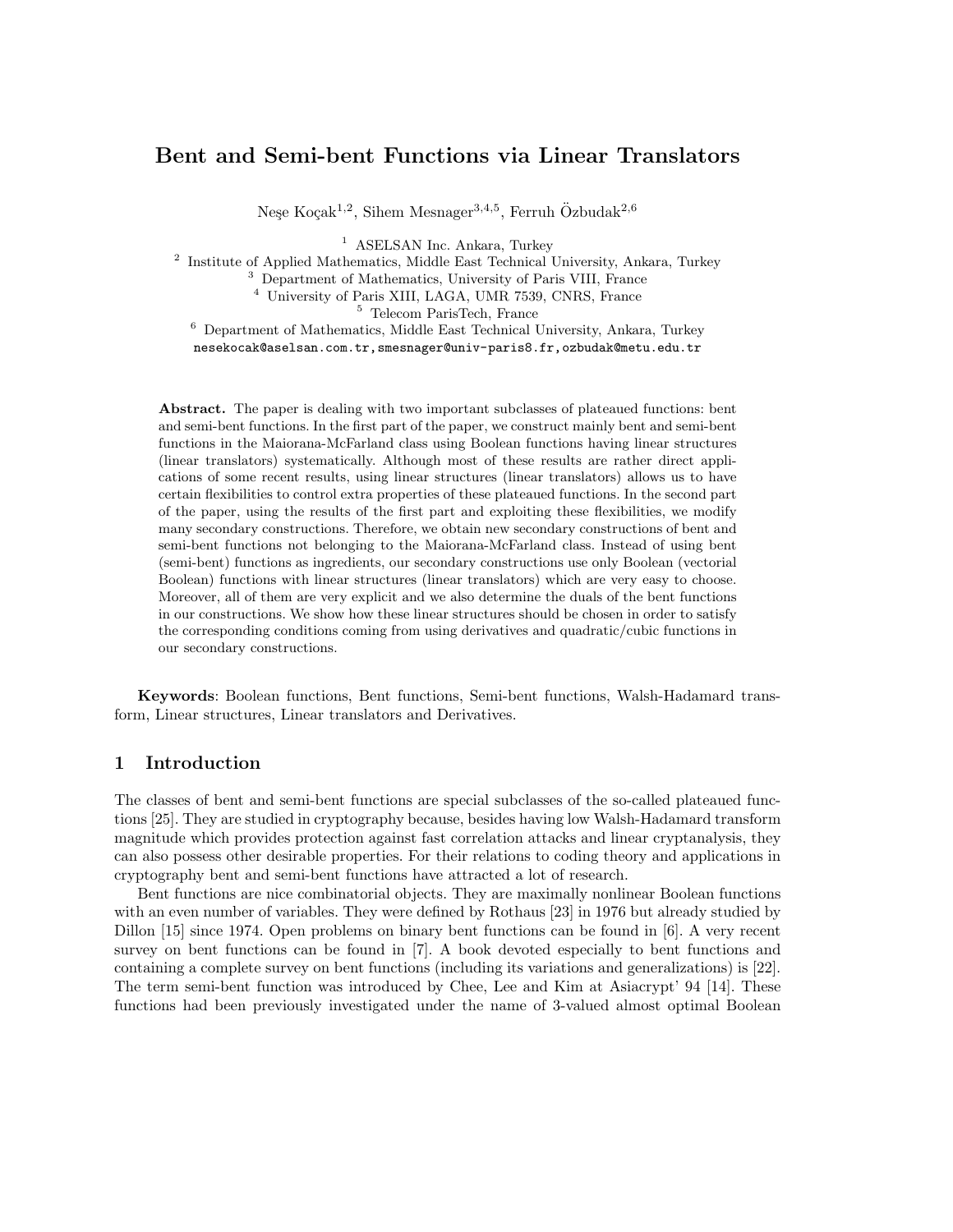# Bent and Semi-bent Functions via Linear Translators

Neşe Koçak[1,2], Sihem Mesnager[3,4,5], Ferruh Özbudak[2,6]

[1] ASELSAN Inc. Ankara, Turkey
[2] Institute of Applied Mathematics, Middle East Technical University, Ankara, Turkey
[3] Department of Mathematics, University of Paris VIII, France
[4] University of Paris XIII, LAGA, UMR 7539, CNRS, France
[5] Telecom ParisTech, France
[6] Department of Mathematics, Middle East Technical University, Ankara, Turkey
nesekocak@aselsan.com.tr, smesnager@univ-paris8.fr, ozbudak@metu.edu.tr

**Abstract.** The paper is dealing with two important subclasses of plateaued functions: bent and semi-bent functions. In the first part of the paper, we construct mainly bent and semi-bent functions in the Maiorana-McFarland class using Boolean functions having linear structures (linear translators) systematically. Although most of these results are rather direct applications of some recent results, using linear structures (linear translators) allows us to have certain flexibilities to control extra properties of these plateaued functions. In the second part of the paper, using the results of the first part and exploiting these flexibilities, we modify many secondary constructions. Therefore, we obtain new secondary constructions of bent and semi-bent functions not belonging to the Maiorana-McFarland class. Instead of using bent (semi-bent) functions as ingredients, our secondary constructions use only Boolean (vectorial Boolean) functions with linear structures (linear translators) which are very easy to choose. Moreover, all of them are very explicit and we also determine the duals of the bent functions in our constructions. We show how these linear structures should be chosen in order to satisfy the corresponding conditions coming from using derivatives and quadratic/cubic functions in our secondary constructions.

**Keywords**: Boolean functions, Bent functions, Semi-bent functions, Walsh-Hadamard transform, Linear structures, Linear translators and Derivatives.

## 1 Introduction

The classes of bent and semi-bent functions are special subclasses of the so-called plateaued functions [25]. They are studied in cryptography because, besides having low Walsh-Hadamard transform magnitude which provides protection against fast correlation attacks and linear cryptanalysis, they can also possess other desirable properties. For their relations to coding theory and applications in cryptography bent and semi-bent functions have attracted a lot of research.

Bent functions are nice combinatorial objects. They are maximally nonlinear Boolean functions with an even number of variables. They were defined by Rothaus [23] in 1976 but already studied by Dillon [15] since 1974. Open problems on binary bent functions can be found in [6]. A very recent survey on bent functions can be found in [7]. A book devoted especially to bent functions and containing a complete survey on bent functions (including its variations and generalizations) is [22]. The term semi-bent function was introduced by Chee, Lee and Kim at Asiacrypt' 94 [14]. These functions had been previously investigated under the name of 3-valued almost optimal Boolean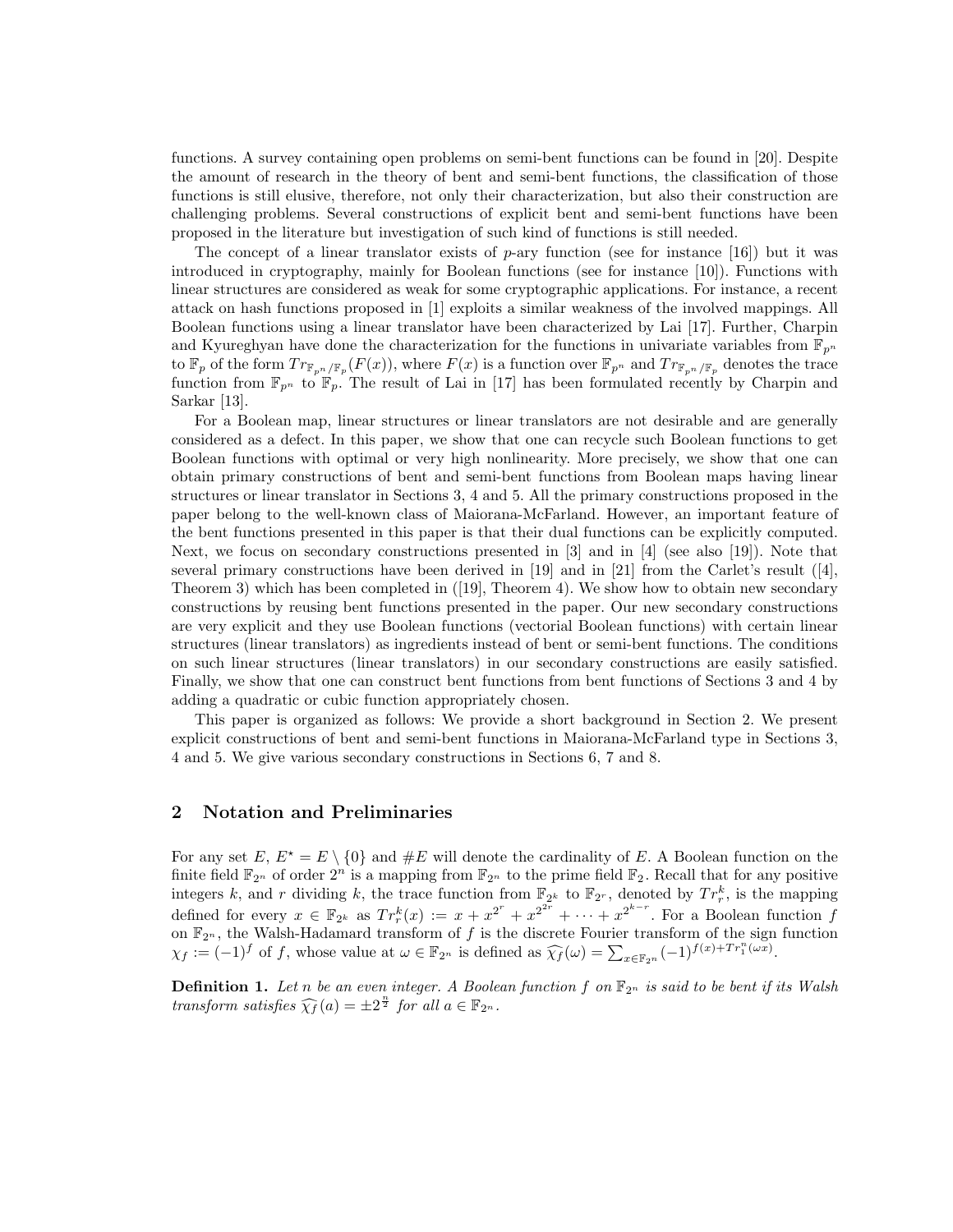functions. A survey containing open problems on semi-bent functions can be found in [20]. Despite the amount of research in the theory of bent and semi-bent functions, the classification of those functions is still elusive, therefore, not only their characterization, but also their construction are challenging problems. Several constructions of explicit bent and semi-bent functions have been proposed in the literature but investigation of such kind of functions is still needed.

The concept of a linear translator exists of $p$-ary function (see for instance [16]) but it was introduced in cryptography, mainly for Boolean functions (see for instance [10]). Functions with linear structures are considered as weak for some cryptographic applications. For instance, a recent attack on hash functions proposed in [1] exploits a similar weakness of the involved mappings. All Boolean functions using a linear translator have been characterized by Lai [17]. Further, Charpin and Kyureghyan have done the characterization for the functions in univariate variables from $\mathbb{F}_{p^n}$ to $\mathbb{F}_p$ of the form $Tr_{\mathbb{F}_{p^n}/\mathbb{F}_p}(F(x))$, where $F(x)$ is a function over $\mathbb{F}_{p^n}$ and $Tr_{\mathbb{F}_{p^n}/\mathbb{F}_p}$ denotes the trace function from $\mathbb{F}_{p^n}$ to $\mathbb{F}_p$. The result of Lai in [17] has been formulated recently by Charpin and Sarkar [13].

For a Boolean map, linear structures or linear translators are not desirable and are generally considered as a defect. In this paper, we show that one can recycle such Boolean functions to get Boolean functions with optimal or very high nonlinearity. More precisely, we show that one can obtain primary constructions of bent and semi-bent functions from Boolean maps having linear structures or linear translator in Sections 3, 4 and 5. All the primary constructions proposed in the paper belong to the well-known class of Maiorana-McFarland. However, an important feature of the bent functions presented in this paper is that their dual functions can be explicitly computed. Next, we focus on secondary constructions presented in [3] and in [4] (see also [19]). Note that several primary constructions have been derived in [19] and in [21] from the Carlet's result ([4], Theorem 3) which has been completed in ([19], Theorem 4). We show how to obtain new secondary constructions by reusing bent functions presented in the paper. Our new secondary constructions are very explicit and they use Boolean functions (vectorial Boolean functions) with certain linear structures (linear translators) as ingredients instead of bent or semi-bent functions. The conditions on such linear structures (linear translators) in our secondary constructions are easily satisfied. Finally, we show that one can construct bent functions from bent functions of Sections 3 and 4 by adding a quadratic or cubic function appropriately chosen.

This paper is organized as follows: We provide a short background in Section 2. We present explicit constructions of bent and semi-bent functions in Maiorana-McFarland type in Sections 3, 4 and 5. We give various secondary constructions in Sections 6, 7 and 8.

## 2 Notation and Preliminaries

For any set $E$, $E^\star = E \setminus \{0\}$ and $\#E$ will denote the cardinality of $E$. A Boolean function on the finite field $\mathbb{F}_{2^n}$ of order $2^n$ is a mapping from $\mathbb{F}_{2^n}$ to the prime field $\mathbb{F}_2$. Recall that for any positive integers $k$, and $r$ dividing $k$, the trace function from $\mathbb{F}_{2^k}$ to $\mathbb{F}_{2^r}$, denoted by $Tr_r^k$, is the mapping defined for every $x \in \mathbb{F}_{2^k}$ as $Tr_r^k(x) := x + x^{2^r} + x^{2^{2r}} + \cdots + x^{2^{k-r}}$. For a Boolean function $f$ on $\mathbb{F}_{2^n}$, the Walsh-Hadamard transform of $f$ is the discrete Fourier transform of the sign function $\chi_f := (-1)^f$ of $f$, whose value at $\omega \in \mathbb{F}_{2^n}$ is defined as $\widehat{\chi_f}(\omega) = \sum_{x \in \mathbb{F}_{2^n}} (-1)^{f(x)+Tr_1^n(\omega x)}$.

**Definition 1.** *Let $n$ be an even integer. A Boolean function $f$ on $\mathbb{F}_{2^n}$ is said to be bent if its Walsh transform satisfies $\widehat{\chi_f}(a) = \pm 2^{\frac{n}{2}}$ for all $a \in \mathbb{F}_{2^n}$.*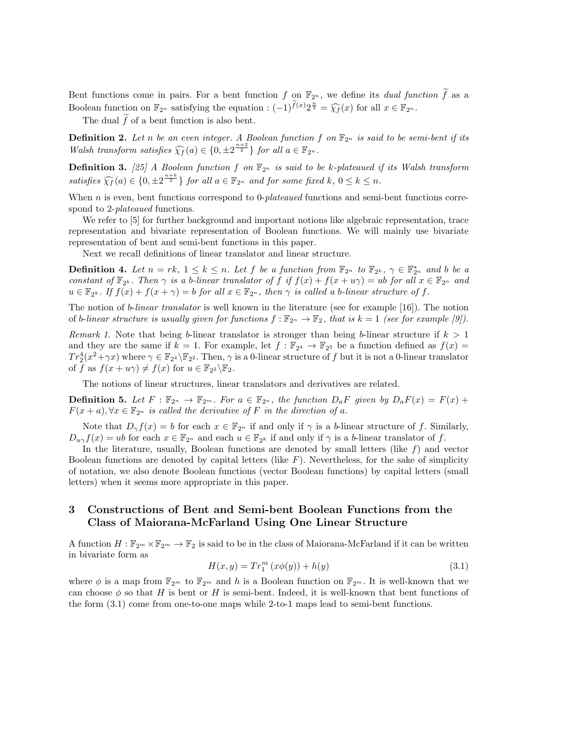Bent functions come in pairs. For a bent function $f$ on $\mathbb{F}_{2^n}$, we define its *dual function* $\widetilde{f}$ as a Boolean function on $\mathbb{F}_{2^n}$ satisfying the equation : $(-1)^{\widetilde{f}(x)} 2^{\frac{n}{2}} = \widehat{\chi_f}(x)$ for all $x \in \mathbb{F}_{2^n}$.

The dual $\widetilde{f}$ of a bent function is also bent.

**Definition 2.** *Let $n$ be an even integer. A Boolean function $f$ on $\mathbb{F}_{2^n}$ is said to be semi-bent if its Walsh transform satisfies $\widehat{\chi_f}(a) \in \{0, \pm 2^{\frac{n+2}{2}}\}$ for all $a \in \mathbb{F}_{2^n}$.*

**Definition 3.** *[25] A Boolean function $f$ on $\mathbb{F}_{2^n}$ is said to be $k$-plateaued if its Walsh transform satisfies $\widehat{\chi_f}(a) \in \{0, \pm 2^{\frac{n+k}{2}}\}$ for all $a \in \mathbb{F}_{2^n}$ and for some fixed $k$, $0 \le k \le n$.*

When $n$ is even, bent functions correspond to 0-*plateaued* functions and semi-bent functions correspond to 2-*plateaued* functions.

We refer to [5] for further background and important notions like algebraic representation, trace representation and bivariate representation of Boolean functions. We will mainly use bivariate representation of bent and semi-bent functions in this paper.

Next we recall definitions of linear translator and linear structure.

**Definition 4.** *Let $n = rk$, $1 \le k \le n$. Let $f$ be a function from $\mathbb{F}_{2^n}$ to $\mathbb{F}_{2^k}$, $\gamma \in \mathbb{F}_{2^n}^*$ and $b$ be a constant of $\mathbb{F}_{2^k}$. Then $\gamma$ is a $b$-linear translator of $f$ if $f(x) + f(x + u\gamma) = ub$ for all $x \in \mathbb{F}_{2^n}$ and $u \in \mathbb{F}_{2^k}$. If $f(x) + f(x + \gamma) = b$ for all $x \in \mathbb{F}_{2^n}$, then $\gamma$ is called a $b$-linear structure of $f$.*

The notion of *b-linear translator* is well known in the literature (see for example [16]). The notion of *b-linear structure is usually given for functions $f : \mathbb{F}_{2^n} \to \mathbb{F}_2$, that is $k = 1$ (see for example [9]).*

*Remark 1.* Note that being $b$-linear translator is stronger than being $b$-linear structure if $k > 1$ and they are the same if $k = 1$. For example, let $f : \mathbb{F}_{2^4} \to \mathbb{F}_{2^2}$ be a function defined as $f(x) = Tr_2^4(x^2 + \gamma x)$ where $\gamma \in \mathbb{F}_{2^4} \setminus \mathbb{F}_{2^2}$. Then, $\gamma$ is a 0-linear structure of $f$ but it is not a 0-linear translator of $f$ as $f(x + u\gamma) \neq f(x)$ for $u \in \mathbb{F}_{2^2} \setminus \mathbb{F}_2$.

The notions of linear structures, linear translators and derivatives are related.

**Definition 5.** *Let $F : \mathbb{F}_{2^n} \to \mathbb{F}_{2^m}$. For $a \in \mathbb{F}_{2^n}$, the function $D_a F$ given by $D_a F(x) = F(x) + F(x + a), \forall x \in \mathbb{F}_{2^n}$ is called the derivative of $F$ in the direction of $a$.*

Note that $D_\gamma f(x) = b$ for each $x \in \mathbb{F}_{2^n}$ if and only if $\gamma$ is a $b$-linear structure of $f$. Similarly, $D_{u\gamma} f(x) = ub$ for each $x \in \mathbb{F}_{2^n}$ and each $u \in \mathbb{F}_{2^k}$ if and only if $\gamma$ is a $b$-linear translator of $f$.

In the literature, usually, Boolean functions are denoted by small letters (like $f$) and vector Boolean functions are denoted by capital letters (like $F$). Nevertheless, for the sake of simplicity of notation, we also denote Boolean functions (vector Boolean functions) by capital letters (small letters) when it seems more appropriate in this paper.

## 3 Constructions of Bent and Semi-bent Boolean Functions from the Class of Maiorana-McFarland Using One Linear Structure

A function $H : \mathbb{F}_{2^m} \times \mathbb{F}_{2^m} \to \mathbb{F}_2$ is said to be in the class of Maiorana-McFarland if it can be written in bivariate form as

$$H(x, y) = Tr_1^m(x\phi(y)) + h(y) \tag{3.1}$$

where $\phi$ is a map from $\mathbb{F}_{2^m}$ to $\mathbb{F}_{2^m}$ and $h$ is a Boolean function on $\mathbb{F}_{2^m}$. It is well-known that we can choose $\phi$ so that $H$ is bent or $H$ is semi-bent. Indeed, it is well-known that bent functions of the form (3.1) come from one-to-one maps while 2-to-1 maps lead to semi-bent functions.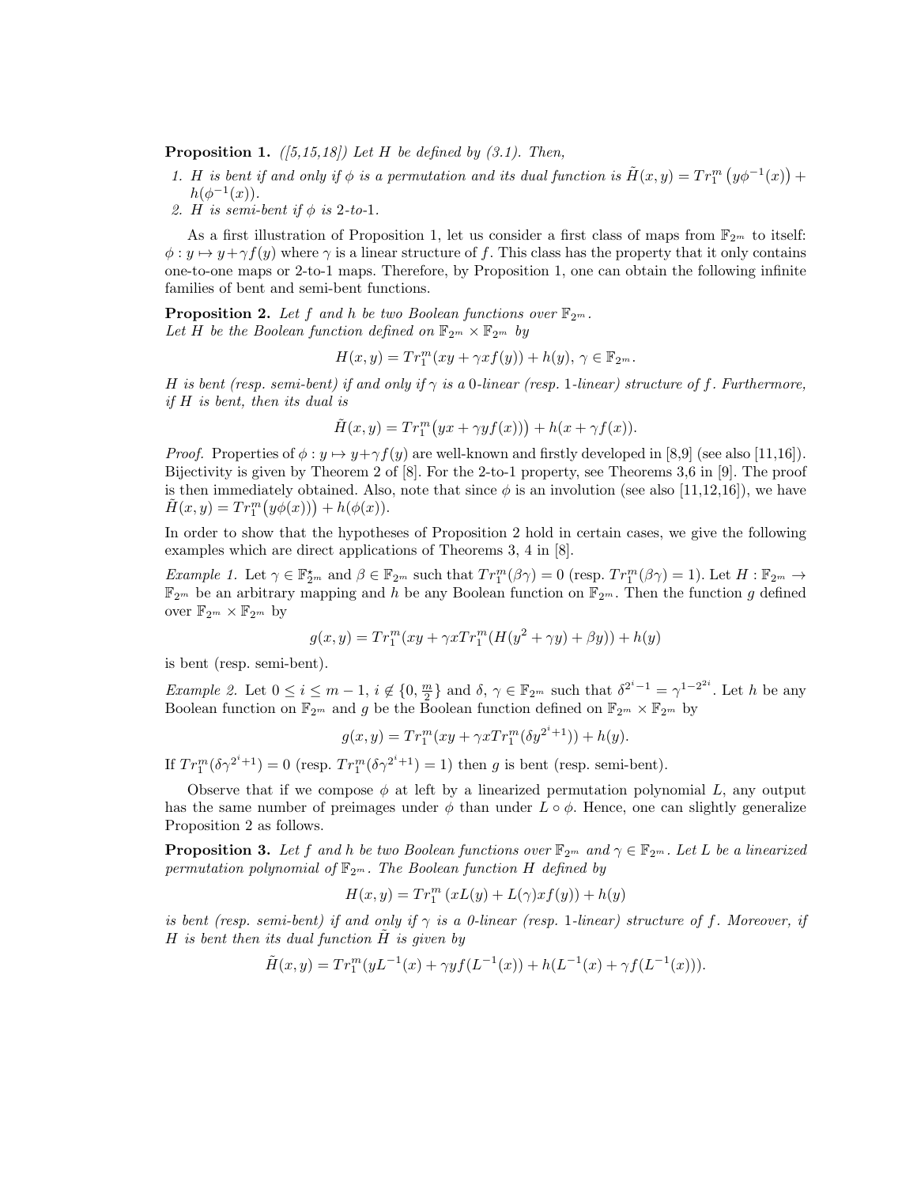**Proposition 1.** *([5,15,18]) Let $H$ be defined by (3.1). Then,*

1. *$H$ is bent if and only if $\phi$ is a permutation and its dual function is $\tilde{H}(x,y) = Tr_1^m\big(y\phi^{-1}(x)\big) + h(\phi^{-1}(x))$.*
2. *$H$ is semi-bent if $\phi$ is 2-to-1.*

As a first illustration of Proposition 1, let us consider a first class of maps from $\mathbb{F}_{2^m}$ to itself: $\phi : y \mapsto y + \gamma f(y)$ where $\gamma$ is a linear structure of $f$. This class has the property that it only contains one-to-one maps or 2-to-1 maps. Therefore, by Proposition 1, one can obtain the following infinite families of bent and semi-bent functions.

**Proposition 2.** *Let $f$ and $h$ be two Boolean functions over $\mathbb{F}_{2^m}$.*
*Let $H$ be the Boolean function defined on $\mathbb{F}_{2^m} \times \mathbb{F}_{2^m}$ by*

$$H(x,y) = Tr_1^m(xy + \gamma x f(y)) + h(y),\ \gamma \in \mathbb{F}_{2^m}.$$

*$H$ is bent (resp. semi-bent) if and only if $\gamma$ is a 0-linear (resp. 1-linear) structure of $f$. Furthermore, if $H$ is bent, then its dual is*

$$\tilde{H}(x,y) = Tr_1^m\big(yx + \gamma y f(x))\big) + h(x + \gamma f(x)).$$

*Proof.* Properties of $\phi : y \mapsto y + \gamma f(y)$ are well-known and firstly developed in [8,9] (see also [11,16]). Bijectivity is given by Theorem 2 of [8]. For the 2-to-1 property, see Theorems 3,6 in [9]. The proof is then immediately obtained. Also, note that since $\phi$ is an involution (see also [11,12,16]), we have $\tilde{H}(x,y) = Tr_1^m\big(y\phi(x))\big) + h(\phi(x))$.

In order to show that the hypotheses of Proposition 2 hold in certain cases, we give the following examples which are direct applications of Theorems 3, 4 in [8].

*Example 1.* Let $\gamma \in \mathbb{F}_{2^m}^\star$ and $\beta \in \mathbb{F}_{2^m}$ such that $Tr_1^m(\beta\gamma) = 0$ (resp. $Tr_1^m(\beta\gamma) = 1$). Let $H : \mathbb{F}_{2^m} \to \mathbb{F}_{2^m}$ be an arbitrary mapping and $h$ be any Boolean function on $\mathbb{F}_{2^m}$. Then the function $g$ defined over $\mathbb{F}_{2^m} \times \mathbb{F}_{2^m}$ by

$$g(x,y) = Tr_1^m(xy + \gamma x Tr_1^m(H(y^2 + \gamma y) + \beta y)) + h(y)$$

is bent (resp. semi-bent).

*Example 2.* Let $0 \le i \le m-1$, $i \notin \{0, \frac{m}{2}\}$ and $\delta, \gamma \in \mathbb{F}_{2^m}$ such that $\delta^{2^i - 1} = \gamma^{1-2^{2i}}$. Let $h$ be any Boolean function on $\mathbb{F}_{2^m}$ and $g$ be the Boolean function defined on $\mathbb{F}_{2^m} \times \mathbb{F}_{2^m}$ by

$$g(x,y) = Tr_1^m(xy + \gamma x Tr_1^m(\delta y^{2^i+1})) + h(y).$$

If $Tr_1^m(\delta\gamma^{2^i+1}) = 0$ (resp. $Tr_1^m(\delta\gamma^{2^i+1}) = 1$) then $g$ is bent (resp. semi-bent).

Observe that if we compose $\phi$ at left by a linearized permutation polynomial $L$, any output has the same number of preimages under $\phi$ than under $L \circ \phi$. Hence, one can slightly generalize Proposition 2 as follows.

**Proposition 3.** *Let $f$ and $h$ be two Boolean functions over $\mathbb{F}_{2^m}$ and $\gamma \in \mathbb{F}_{2^m}$. Let $L$ be a linearized permutation polynomial of $\mathbb{F}_{2^m}$. The Boolean function $H$ defined by*

$$H(x,y) = Tr_1^m\left(xL(y) + L(\gamma)xf(y)\right) + h(y)$$

*is bent (resp. semi-bent) if and only if $\gamma$ is a 0-linear (resp. 1-linear) structure of $f$. Moreover, if $H$ is bent then its dual function $\tilde{H}$ is given by*

$$\tilde{H}(x,y) = Tr_1^m(yL^{-1}(x) + \gamma y f(L^{-1}(x)) + h(L^{-1}(x) + \gamma f(L^{-1}(x))).$$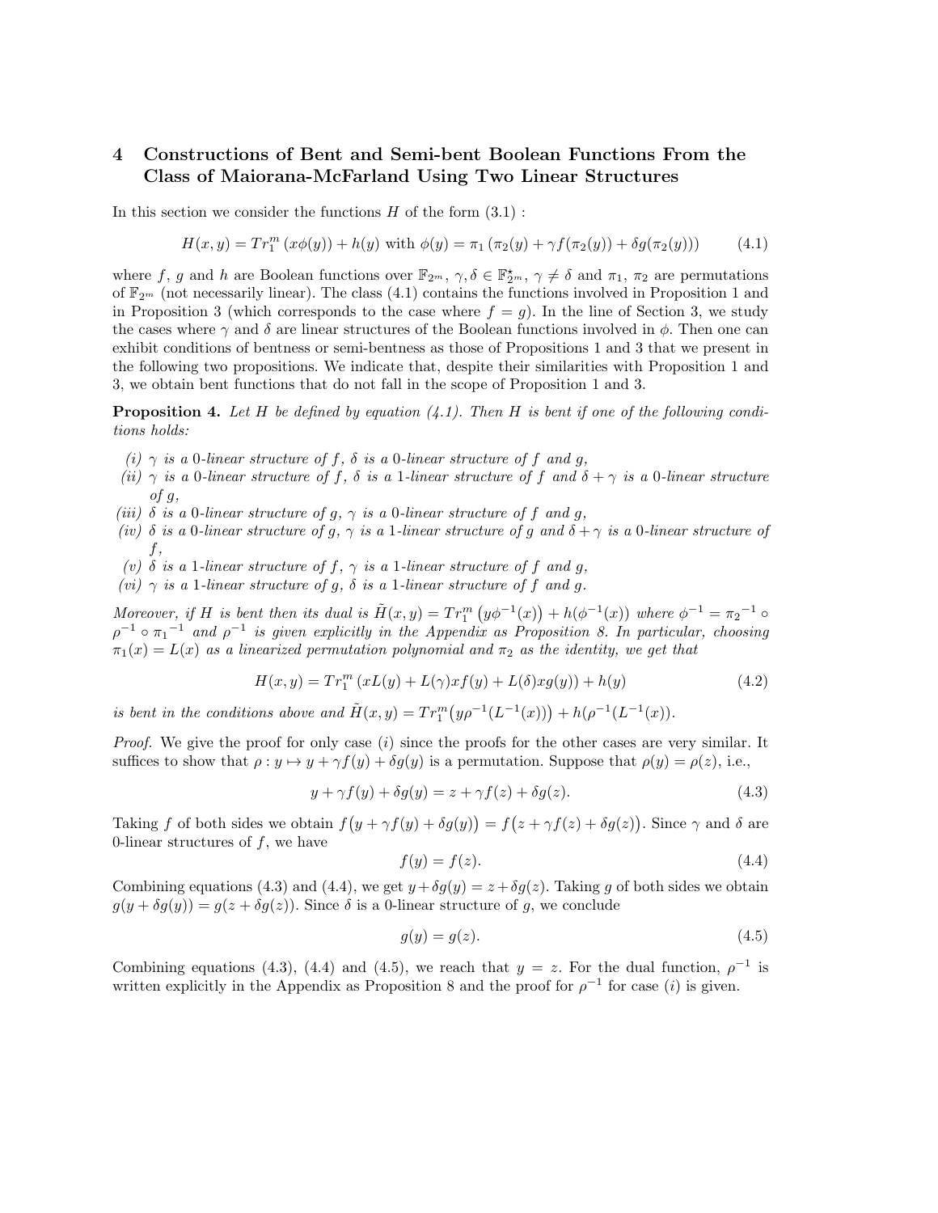## 4 Constructions of Bent and Semi-bent Boolean Functions From the Class of Maiorana-McFarland Using Two Linear Structures

In this section we consider the functions $H$ of the form (3.1) :

$$H(x,y) = Tr_1^m\left(x\phi(y)\right) + h(y) \text{ with } \phi(y) = \pi_1\left(\pi_2(y) + \gamma f(\pi_2(y)) + \delta g(\pi_2(y))\right) \tag{4.1}$$

where $f$, $g$ and $h$ are Boolean functions over $\mathbb{F}_{2^m}$, $\gamma, \delta \in \mathbb{F}_{2^m}^\star$, $\gamma \neq \delta$ and $\pi_1$, $\pi_2$ are permutations of $\mathbb{F}_{2^m}$ (not necessarily linear). The class (4.1) contains the functions involved in Proposition 1 and in Proposition 3 (which corresponds to the case where $f = g$). In the line of Section 3, we study the cases where $\gamma$ and $\delta$ are linear structures of the Boolean functions involved in $\phi$. Then one can exhibit conditions of bentness or semi-bentness as those of Propositions 1 and 3 that we present in the following two propositions. We indicate that, despite their similarities with Proposition 1 and 3, we obtain bent functions that do not fall in the scope of Proposition 1 and 3.

**Proposition 4.** *Let $H$ be defined by equation (4.1). Then $H$ is bent if one of the following conditions holds:*

*(i) $\gamma$ is a 0-linear structure of $f$, $\delta$ is a 0-linear structure of $f$ and $g$,*
*(ii) $\gamma$ is a 0-linear structure of $f$, $\delta$ is a 1-linear structure of $f$ and $\delta + \gamma$ is a 0-linear structure of $g$,*
*(iii) $\delta$ is a 0-linear structure of $g$, $\gamma$ is a 0-linear structure of $f$ and $g$,*
*(iv) $\delta$ is a 0-linear structure of $g$, $\gamma$ is a 1-linear structure of $g$ and $\delta + \gamma$ is a 0-linear structure of $f$,*
*(v) $\delta$ is a 1-linear structure of $f$, $\gamma$ is a 1-linear structure of $f$ and $g$,*
*(vi) $\gamma$ is a 1-linear structure of $g$, $\delta$ is a 1-linear structure of $f$ and $g$.*

*Moreover, if $H$ is bent then its dual is $\tilde{H}(x,y) = Tr_1^m\left(y\phi^{-1}(x)\right) + h(\phi^{-1}(x))$ where $\phi^{-1} = {\pi_2}^{-1} \circ \rho^{-1} \circ {\pi_1}^{-1}$ and $\rho^{-1}$ is given explicitly in the Appendix as Proposition 8. In particular, choosing $\pi_1(x) = L(x)$ as a linearized permutation polynomial and $\pi_2$ as the identity, we get that*

$$H(x,y) = Tr_1^m\left(xL(y) + L(\gamma)xf(y) + L(\delta)xg(y)\right) + h(y) \tag{4.2}$$

*is bent in the conditions above and $\tilde{H}(x,y) = Tr_1^m\big(y\rho^{-1}(L^{-1}(x))\big) + h(\rho^{-1}(L^{-1}(x))$.*

*Proof.* We give the proof for only case $(i)$ since the proofs for the other cases are very similar. It suffices to show that $\rho : y \mapsto y + \gamma f(y) + \delta g(y)$ is a permutation. Suppose that $\rho(y) = \rho(z)$, i.e.,

$$y + \gamma f(y) + \delta g(y) = z + \gamma f(z) + \delta g(z). \tag{4.3}$$

Taking $f$ of both sides we obtain $f\big(y + \gamma f(y) + \delta g(y)\big) = f\big(z + \gamma f(z) + \delta g(z)\big)$. Since $\gamma$ and $\delta$ are 0-linear structures of $f$, we have

$$f(y) = f(z). \tag{4.4}$$

Combining equations (4.3) and (4.4), we get $y + \delta g(y) = z + \delta g(z)$. Taking $g$ of both sides we obtain $g(y + \delta g(y)) = g(z + \delta g(z))$. Since $\delta$ is a 0-linear structure of $g$, we conclude

$$g(y) = g(z). \tag{4.5}$$

Combining equations (4.3), (4.4) and (4.5), we reach that $y = z$. For the dual function, $\rho^{-1}$ is written explicitly in the Appendix as Proposition 8 and the proof for $\rho^{-1}$ for case $(i)$ is given.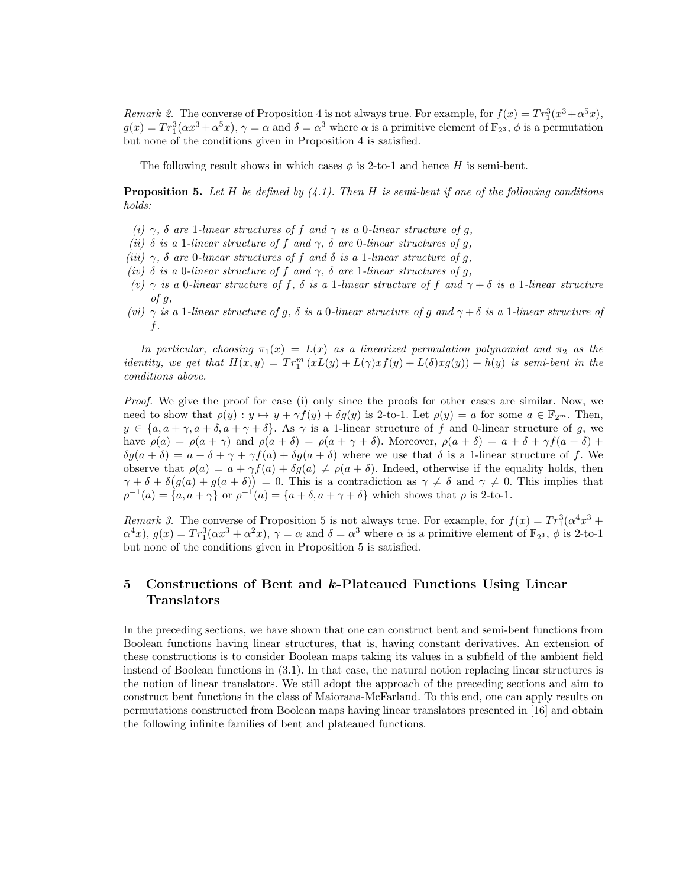*Remark 2.* The converse of Proposition 4 is not always true. For example, for $f(x) = Tr_1^3(x^3+\alpha^5 x)$, $g(x) = Tr_1^3(\alpha x^3+\alpha^5 x)$, $\gamma = \alpha$ and $\delta = \alpha^3$ where $\alpha$ is a primitive element of $\mathbb{F}_{2^3}$, $\phi$ is a permutation but none of the conditions given in Proposition 4 is satisfied.

The following result shows in which cases $\phi$ is 2-to-1 and hence $H$ is semi-bent.

**Proposition 5.** *Let $H$ be defined by (4.1). Then $H$ is semi-bent if one of the following conditions holds:*

*(i) $\gamma$, $\delta$ are 1-linear structures of $f$ and $\gamma$ is a 0-linear structure of $g$,*
*(ii) $\delta$ is a 1-linear structure of $f$ and $\gamma$, $\delta$ are 0-linear structures of $g$,*
*(iii) $\gamma$, $\delta$ are 0-linear structures of $f$ and $\delta$ is a 1-linear structure of $g$,*
*(iv) $\delta$ is a 0-linear structure of $f$ and $\gamma$, $\delta$ are 1-linear structures of $g$,*
*(v) $\gamma$ is a 0-linear structure of $f$, $\delta$ is a 1-linear structure of $f$ and $\gamma+\delta$ is a 1-linear structure of $g$,*
*(vi) $\gamma$ is a 1-linear structure of $g$, $\delta$ is a 0-linear structure of $g$ and $\gamma+\delta$ is a 1-linear structure of $f$.*

*In particular, choosing $\pi_1(x) = L(x)$ as a linearized permutation polynomial and $\pi_2$ as the identity, we get that $H(x,y) = Tr_1^m(xL(y) + L(\gamma)xf(y) + L(\delta)xg(y)) + h(y)$ is semi-bent in the conditions above.*

*Proof.* We give the proof for case (i) only since the proofs for other cases are similar. Now, we need to show that $\rho(y) : y \mapsto y + \gamma f(y) + \delta g(y)$ is 2-to-1. Let $\rho(y) = a$ for some $a \in \mathbb{F}_{2^m}$. Then, $y \in \{a, a+\gamma, a+\delta, a+\gamma+\delta\}$. As $\gamma$ is a 1-linear structure of $f$ and 0-linear structure of $g$, we have $\rho(a) = \rho(a+\gamma)$ and $\rho(a+\delta) = \rho(a+\gamma+\delta)$. Moreover, $\rho(a+\delta) = a+\delta+\gamma f(a+\delta) + \delta g(a+\delta) = a+\delta+\gamma+\gamma f(a)+\delta g(a+\delta)$ where we use that $\delta$ is a 1-linear structure of $f$. We observe that $\rho(a) = a+\gamma f(a)+\delta g(a) \neq \rho(a+\delta)$. Indeed, otherwise if the equality holds, then $\gamma+\delta+\delta\big(g(a)+g(a+\delta)\big) = 0$. This is a contradiction as $\gamma \neq \delta$ and $\gamma \neq 0$. This implies that $\rho^{-1}(a) = \{a, a+\gamma\}$ or $\rho^{-1}(a) = \{a+\delta, a+\gamma+\delta\}$ which shows that $\rho$ is 2-to-1.

*Remark 3.* The converse of Proposition 5 is not always true. For example, for $f(x) = Tr_1^3(\alpha^4 x^3 + \alpha^4 x)$, $g(x) = Tr_1^3(\alpha x^3 + \alpha^2 x)$, $\gamma = \alpha$ and $\delta = \alpha^3$ where $\alpha$ is a primitive element of $\mathbb{F}_{2^3}$, $\phi$ is 2-to-1 but none of the conditions given in Proposition 5 is satisfied.

## 5 Constructions of Bent and $k$-Plateaued Functions Using Linear Translators

In the preceding sections, we have shown that one can construct bent and semi-bent functions from Boolean functions having linear structures, that is, having constant derivatives. An extension of these constructions is to consider Boolean maps taking its values in a subfield of the ambient field instead of Boolean functions in (3.1). In that case, the natural notion replacing linear structures is the notion of linear translators. We still adopt the approach of the preceding sections and aim to construct bent functions in the class of Maiorana-McFarland. To this end, one can apply results on permutations constructed from Boolean maps having linear translators presented in [16] and obtain the following infinite families of bent and plateaued functions.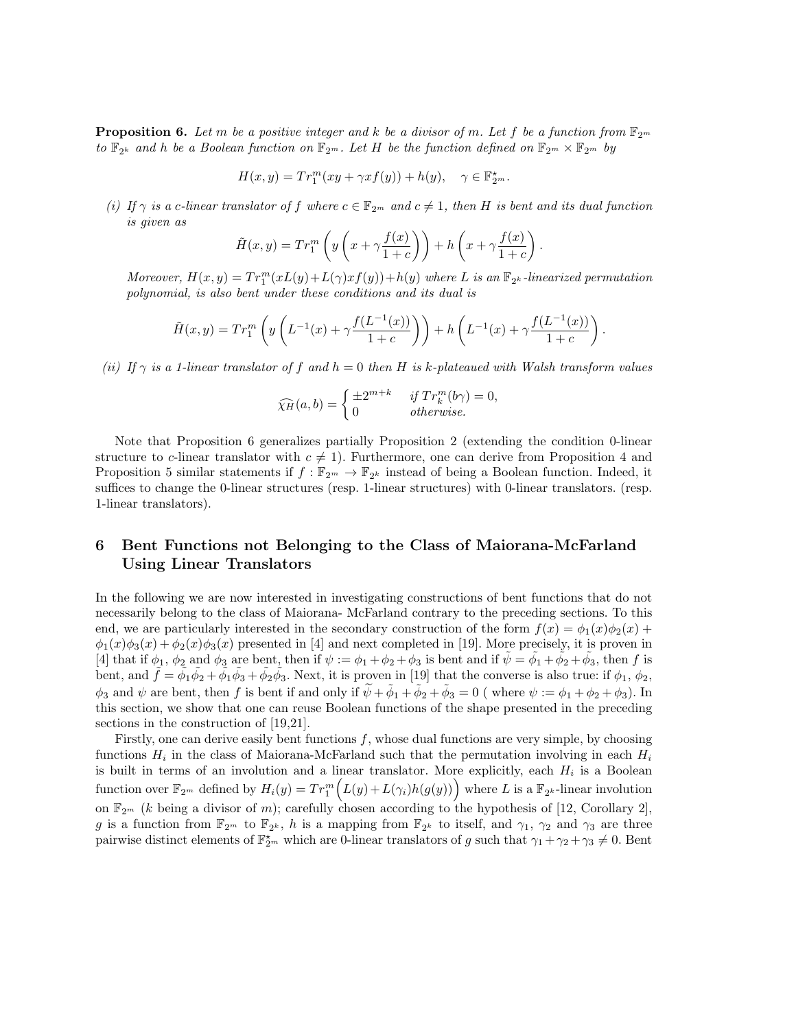**Proposition 6.** *Let $m$ be a positive integer and $k$ be a divisor of $m$. Let $f$ be a function from $\mathbb{F}_{2^m}$ to $\mathbb{F}_{2^k}$ and $h$ be a Boolean function on $\mathbb{F}_{2^m}$. Let $H$ be the function defined on $\mathbb{F}_{2^m} \times \mathbb{F}_{2^m}$ by*

$$H(x,y) = Tr_1^m(xy + \gamma x f(y)) + h(y), \quad \gamma \in \mathbb{F}_{2^m}^\star.$$

*(i) If $\gamma$ is a $c$-linear translator of $f$ where $c \in \mathbb{F}_{2^m}$ and $c \neq 1$, then $H$ is bent and its dual function is given as*

$$\tilde{H}(x,y) = Tr_1^m\left(y\left(x + \gamma\frac{f(x)}{1+c}\right)\right) + h\left(x + \gamma\frac{f(x)}{1+c}\right).$$

*Moreover, $H(x,y) = Tr_1^m(xL(y) + L(\gamma)xf(y)) + h(y)$ where $L$ is an $\mathbb{F}_{2^k}$-linearized permutation polynomial, is also bent under these conditions and its dual is*

$$\tilde{H}(x,y) = Tr_1^m\left(y\left(L^{-1}(x) + \gamma\frac{f(L^{-1}(x))}{1+c}\right)\right) + h\left(L^{-1}(x) + \gamma\frac{f(L^{-1}(x))}{1+c}\right).$$

*(ii) If $\gamma$ is a 1-linear translator of $f$ and $h = 0$ then $H$ is $k$-plateaued with Walsh transform values*

$$\widehat{\chi_H}(a,b) = \begin{cases} \pm 2^{m+k} & \text{if } Tr_k^m(b\gamma) = 0, \\ 0 & \text{otherwise.} \end{cases}$$

Note that Proposition 6 generalizes partially Proposition 2 (extending the condition 0-linear structure to $c$-linear translator with $c \neq 1$). Furthermore, one can derive from Proposition 4 and Proposition 5 similar statements if $f : \mathbb{F}_{2^m} \to \mathbb{F}_{2^k}$ instead of being a Boolean function. Indeed, it suffices to change the 0-linear structures (resp. 1-linear structures) with 0-linear translators. (resp. 1-linear translators).

## 6 Bent Functions not Belonging to the Class of Maiorana-McFarland Using Linear Translators

In the following we are now interested in investigating constructions of bent functions that do not necessarily belong to the class of Maiorana- McFarland contrary to the preceding sections. To this end, we are particularly interested in the secondary construction of the form $f(x) = \phi_1(x)\phi_2(x) + \phi_1(x)\phi_3(x) + \phi_2(x)\phi_3(x)$ presented in [4] and next completed in [19]. More precisely, it is proven in [4] that if $\phi_1$, $\phi_2$ and $\phi_3$ are bent, then if $\psi := \phi_1 + \phi_2 + \phi_3$ is bent and if $\tilde{\psi} = \tilde{\phi_1} + \tilde{\phi_2} + \tilde{\phi_3}$, then $f$ is bent, and $\tilde{f} = \tilde{\phi_1}\tilde{\phi_2} + \tilde{\phi_1}\tilde{\phi_3} + \tilde{\phi_2}\tilde{\phi_3}$. Next, it is proven in [19] that the converse is also true: if $\phi_1$, $\phi_2$, $\phi_3$ and $\psi$ are bent, then $f$ is bent if and only if $\tilde{\psi} + \tilde{\phi_1} + \tilde{\phi_2} + \tilde{\phi_3} = 0$ ( where $\psi := \phi_1 + \phi_2 + \phi_3$). In this section, we show that one can reuse Boolean functions of the shape presented in the preceding sections in the construction of [19,21].

Firstly, one can derive easily bent functions $f$, whose dual functions are very simple, by choosing functions $H_i$ in the class of Maiorana-McFarland such that the permutation involving in each $H_i$ is built in terms of an involution and a linear translator. More explicitly, each $H_i$ is a Boolean function over $\mathbb{F}_{2^m}$ defined by $H_i(y) = Tr_1^m\Big(L(y) + L(\gamma_i)h(g(y))\Big)$ where $L$ is a $\mathbb{F}_{2^k}$-linear involution on $\mathbb{F}_{2^m}$ ($k$ being a divisor of $m$); carefully chosen according to the hypothesis of [12, Corollary 2], $g$ is a function from $\mathbb{F}_{2^m}$ to $\mathbb{F}_{2^k}$, $h$ is a mapping from $\mathbb{F}_{2^k}$ to itself, and $\gamma_1$, $\gamma_2$ and $\gamma_3$ are three pairwise distinct elements of $\mathbb{F}_{2^m}^\star$ which are 0-linear translators of $g$ such that $\gamma_1 + \gamma_2 + \gamma_3 \neq 0$. Bent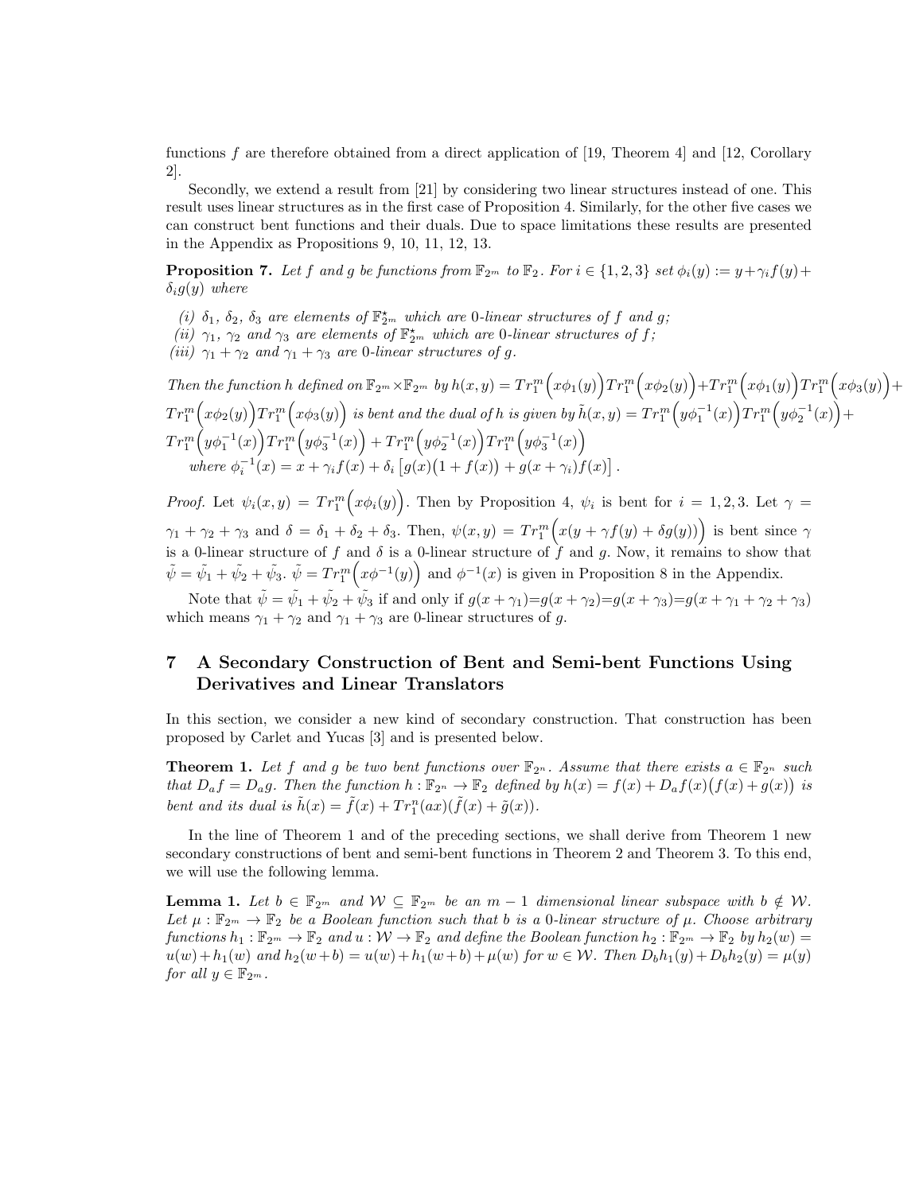functions $f$ are therefore obtained from a direct application of [19, Theorem 4] and [12, Corollary 2].

Secondly, we extend a result from [21] by considering two linear structures instead of one. This result uses linear structures as in the first case of Proposition 4. Similarly, for the other five cases we can construct bent functions and their duals. Due to space limitations these results are presented in the Appendix as Propositions 9, 10, 11, 12, 13.

**Proposition 7.** *Let $f$ and $g$ be functions from $\mathbb{F}_{2^m}$ to $\mathbb{F}_2$. For $i \in \{1,2,3\}$ set $\phi_i(y) := y + \gamma_i f(y) + \delta_i g(y)$ where*

*(i) $\delta_1$, $\delta_2$, $\delta_3$ are elements of $\mathbb{F}_{2^m}^\star$ which are 0-linear structures of $f$ and $g$;*
*(ii) $\gamma_1$, $\gamma_2$ and $\gamma_3$ are elements of $\mathbb{F}_{2^m}^\star$ which are 0-linear structures of $f$;*
*(iii) $\gamma_1 + \gamma_2$ and $\gamma_1 + \gamma_3$ are 0-linear structures of $g$.*

*Then the function $h$ defined on $\mathbb{F}_{2^m} \times \mathbb{F}_{2^m}$ by $h(x,y) = Tr_1^m\Big(x\phi_1(y)\Big)Tr_1^m\Big(x\phi_2(y)\Big) + Tr_1^m\Big(x\phi_1(y)\Big)Tr_1^m\Big(x\phi_3(y)\Big) + Tr_1^m\Big(x\phi_2(y)\Big)Tr_1^m\Big(x\phi_3(y)\Big)$ is bent and the dual of $h$ is given by $\tilde{h}(x,y) = Tr_1^m\Big(y\phi_1^{-1}(x)\Big)Tr_1^m\Big(y\phi_2^{-1}(x)\Big) + Tr_1^m\Big(y\phi_1^{-1}(x)\Big)Tr_1^m\Big(y\phi_3^{-1}(x)\Big) + Tr_1^m\Big(y\phi_2^{-1}(x)\Big)Tr_1^m\Big(y\phi_3^{-1}(x)\Big)$*

*where $\phi_i^{-1}(x) = x + \gamma_i f(x) + \delta_i\left[g(x)\big(1 + f(x)\big) + g(x + \gamma_i)f(x)\right]$.*

*Proof.* Let $\psi_i(x,y) = Tr_1^m\Big(x\phi_i(y)\Big)$. Then by Proposition 4, $\psi_i$ is bent for $i = 1,2,3$. Let $\gamma = \gamma_1 + \gamma_2 + \gamma_3$ and $\delta = \delta_1 + \delta_2 + \delta_3$. Then, $\psi(x,y) = Tr_1^m\Big(x(y + \gamma f(y) + \delta g(y))\Big)$ is bent since $\gamma$ is a 0-linear structure of $f$ and $\delta$ is a 0-linear structure of $f$ and $g$. Now, it remains to show that $\tilde{\psi} = \tilde{\psi_1} + \tilde{\psi_2} + \tilde{\psi_3}$. $\tilde{\psi} = Tr_1^m\Big(x\phi^{-1}(y)\Big)$ and $\phi^{-1}(x)$ is given in Proposition 8 in the Appendix.

Note that $\tilde{\psi} = \tilde{\psi_1} + \tilde{\psi_2} + \tilde{\psi_3}$ if and only if $g(x+\gamma_1) = g(x+\gamma_2) = g(x+\gamma_3) = g(x + \gamma_1 + \gamma_2 + \gamma_3)$ which means $\gamma_1 + \gamma_2$ and $\gamma_1 + \gamma_3$ are 0-linear structures of $g$.

## 7 A Secondary Construction of Bent and Semi-bent Functions Using Derivatives and Linear Translators

In this section, we consider a new kind of secondary construction. That construction has been proposed by Carlet and Yucas [3] and is presented below.

**Theorem 1.** *Let $f$ and $g$ be two bent functions over $\mathbb{F}_{2^n}$. Assume that there exists $a \in \mathbb{F}_{2^n}$ such that $D_a f = D_a g$. Then the function $h : \mathbb{F}_{2^n} \to \mathbb{F}_2$ defined by $h(x) = f(x) + D_a f(x)\big(f(x) + g(x)\big)$ is bent and its dual is $\tilde{h}(x) = \tilde{f}(x) + Tr_1^n(ax)(\tilde{f}(x) + \tilde{g}(x))$.*

In the line of Theorem 1 and of the preceding sections, we shall derive from Theorem 1 new secondary constructions of bent and semi-bent functions in Theorem 2 and Theorem 3. To this end, we will use the following lemma.

**Lemma 1.** *Let $b \in \mathbb{F}_{2^m}$ and $\mathcal{W} \subseteq \mathbb{F}_{2^m}$ be an $m-1$ dimensional linear subspace with $b \notin \mathcal{W}$. Let $\mu : \mathbb{F}_{2^m} \to \mathbb{F}_2$ be a Boolean function such that $b$ is a 0-linear structure of $\mu$. Choose arbitrary functions $h_1 : \mathbb{F}_{2^m} \to \mathbb{F}_2$ and $u : \mathcal{W} \to \mathbb{F}_2$ and define the Boolean function $h_2 : \mathbb{F}_{2^m} \to \mathbb{F}_2$ by $h_2(w) = u(w) + h_1(w)$ and $h_2(w+b) = u(w) + h_1(w+b) + \mu(w)$ for $w \in \mathcal{W}$. Then $D_b h_1(y) + D_b h_2(y) = \mu(y)$ for all $y \in \mathbb{F}_{2^m}$.*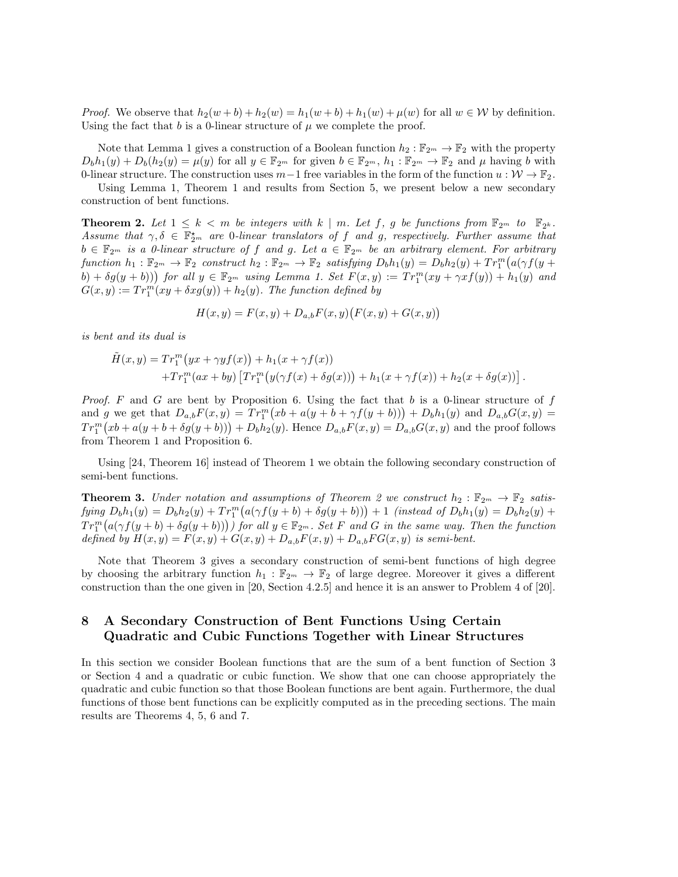*Proof.* We observe that $h_2(w+b) + h_2(w) = h_1(w+b) + h_1(w) + \mu(w)$ for all $w \in \mathcal{W}$ by definition. Using the fact that $b$ is a 0-linear structure of $\mu$ we complete the proof.

Note that Lemma 1 gives a construction of a Boolean function $h_2 : \mathbb{F}_{2^m} \to \mathbb{F}_2$ with the property $D_b h_1(y) + D_b(h_2(y)) = \mu(y)$ for all $y \in \mathbb{F}_{2^m}$ for given $b \in \mathbb{F}_{2^m}$, $h_1 : \mathbb{F}_{2^m} \to \mathbb{F}_2$ and $\mu$ having $b$ with 0-linear structure. The construction uses $m-1$ free variables in the form of the function $u : \mathcal{W} \to \mathbb{F}_2$.

Using Lemma 1, Theorem 1 and results from Section 5, we present below a new secondary construction of bent functions.

**Theorem 2.** *Let $1 \le k < m$ be integers with $k \mid m$. Let $f$, $g$ be functions from $\mathbb{F}_{2^m}$ to $\mathbb{F}_{2^k}$. Assume that $\gamma, \delta \in \mathbb{F}_{2^m}^\star$ are 0-linear translators of $f$ and $g$, respectively. Further assume that $b \in \mathbb{F}_{2^m}$ is a 0-linear structure of $f$ and $g$. Let $a \in \mathbb{F}_{2^m}$ be an arbitrary element. For arbitrary function $h_1 : \mathbb{F}_{2^m} \to \mathbb{F}_2$ construct $h_2 : \mathbb{F}_{2^m} \to \mathbb{F}_2$ satisfying $D_b h_1(y) = D_b h_2(y) + Tr_1^m\big(a(\gamma f(y+b) + \delta g(y+b))\big)$ for all $y \in \mathbb{F}_{2^m}$ using Lemma 1. Set $F(x,y) := Tr_1^m(xy + \gamma x f(y)) + h_1(y)$ and $G(x,y) := Tr_1^m(xy + \delta x g(y)) + h_2(y)$. The function defined by*

$$H(x,y) = F(x,y) + D_{a,b}F(x,y)\big(F(x,y) + G(x,y)\big)$$

*is bent and its dual is*

$$\begin{aligned}\tilde{H}(x,y) = {} & Tr_1^m\big(yx + \gamma y f(x)\big) + h_1(x + \gamma f(x)) \\ & + Tr_1^m(ax+by)\left[Tr_1^m\big(y(\gamma f(x) + \delta g(x))\big) + h_1(x+\gamma f(x)) + h_2(x + \delta g(x))\right].\end{aligned}$$

*Proof.* $F$ and $G$ are bent by Proposition 6. Using the fact that $b$ is a 0-linear structure of $f$ and $g$ we get that $D_{a,b}F(x,y) = Tr_1^m\big(xb + a(y + b + \gamma f(y+b))\big) + D_b h_1(y)$ and $D_{a,b}G(x,y) = Tr_1^m\big(xb + a(y+b+\delta g(y+b))\big) + D_b h_2(y)$. Hence $D_{a,b}F(x,y) = D_{a,b}G(x,y)$ and the proof follows from Theorem 1 and Proposition 6.

Using [24, Theorem 16] instead of Theorem 1 we obtain the following secondary construction of semi-bent functions.

**Theorem 3.** *Under notation and assumptions of Theorem 2 we construct $h_2 : \mathbb{F}_{2^m} \to \mathbb{F}_2$ satisfying $D_b h_1(y) = D_b h_2(y) + Tr_1^m\big(a(\gamma f(y+b) + \delta g(y+b))\big) + 1$ (instead of $D_b h_1(y) = D_b h_2(y) + Tr_1^m\big(a(\gamma f(y+b) + \delta g(y+b))\big)$) for all $y \in \mathbb{F}_{2^m}$. Set $F$ and $G$ in the same way. Then the function defined by $H(x,y) = F(x,y) + G(x,y) + D_{a,b}F(x,y) + D_{a,b}FG(x,y)$ is semi-bent.*

Note that Theorem 3 gives a secondary construction of semi-bent functions of high degree by choosing the arbitrary function $h_1 : \mathbb{F}_{2^m} \to \mathbb{F}_2$ of large degree. Moreover it gives a different construction than the one given in [20, Section 4.2.5] and hence it is an answer to Problem 4 of [20].

## 8 A Secondary Construction of Bent Functions Using Certain Quadratic and Cubic Functions Together with Linear Structures

In this section we consider Boolean functions that are the sum of a bent function of Section 3 or Section 4 and a quadratic or cubic function. We show that one can choose appropriately the quadratic and cubic function so that those Boolean functions are bent again. Furthermore, the dual functions of those bent functions can be explicitly computed as in the preceding sections. The main results are Theorems 4, 5, 6 and 7.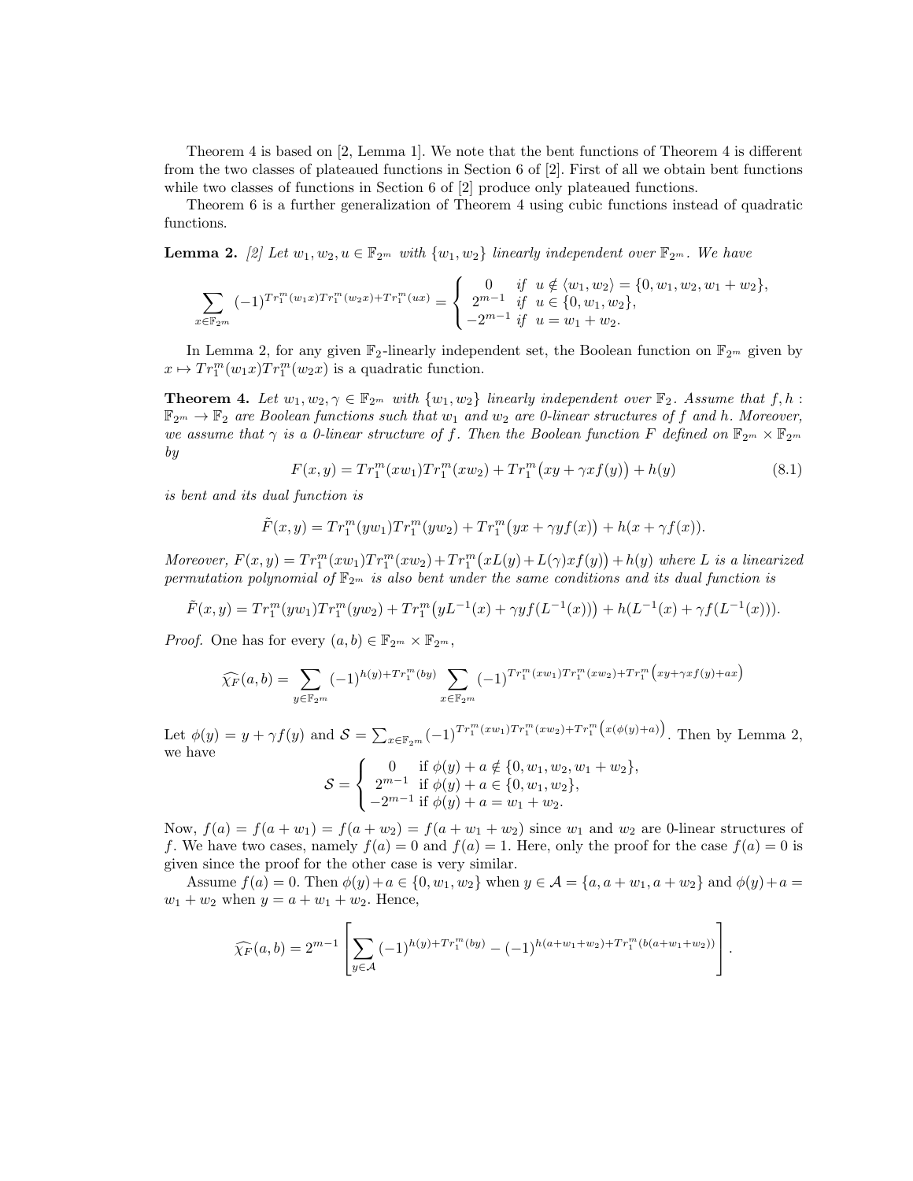Theorem 4 is based on [2, Lemma 1]. We note that the bent functions of Theorem 4 is different from the two classes of plateaued functions in Section 6 of [2]. First of all we obtain bent functions while two classes of functions in Section 6 of [2] produce only plateaued functions.

Theorem 6 is a further generalization of Theorem 4 using cubic functions instead of quadratic functions.

**Lemma 2.** *[2] Let $w_1, w_2, u \in \mathbb{F}_{2^m}$ with $\{w_1, w_2\}$ linearly independent over $\mathbb{F}_{2^m}$. We have*

$$\sum_{x\in\mathbb{F}_{2^m}} (-1)^{Tr_1^m(w_1x)Tr_1^m(w_2x)+Tr_1^m(ux)} = \begin{cases} 0 & \text{if } u \notin \langle w_1, w_2\rangle = \{0, w_1, w_2, w_1+w_2\}, \\ 2^{m-1} & \text{if } u \in \{0, w_1, w_2\}, \\ -2^{m-1} & \text{if } u = w_1 + w_2. \end{cases}$$

In Lemma 2, for any given $\mathbb{F}_2$-linearly independent set, the Boolean function on $\mathbb{F}_{2^m}$ given by $x \mapsto Tr_1^m(w_1x)Tr_1^m(w_2x)$ is a quadratic function.

**Theorem 4.** *Let $w_1, w_2, \gamma \in \mathbb{F}_{2^m}$ with $\{w_1, w_2\}$ linearly independent over $\mathbb{F}_2$. Assume that $f, h : \mathbb{F}_{2^m} \to \mathbb{F}_2$ are Boolean functions such that $w_1$ and $w_2$ are 0-linear structures of $f$ and $h$. Moreover, we assume that $\gamma$ is a 0-linear structure of $f$. Then the Boolean function $F$ defined on $\mathbb{F}_{2^m} \times \mathbb{F}_{2^m}$ by*

$$F(x, y) = Tr_1^m(xw_1)Tr_1^m(xw_2) + Tr_1^m\big(xy + \gamma xf(y)\big) + h(y) \tag{8.1}$$

*is bent and its dual function is*

$$\tilde{F}(x, y) = Tr_1^m(yw_1)Tr_1^m(yw_2) + Tr_1^m\big(yx + \gamma yf(x)\big) + h(x + \gamma f(x)).$$

*Moreover, $F(x, y) = Tr_1^m(xw_1)Tr_1^m(xw_2)+Tr_1^m\big(xL(y)+L(\gamma)xf(y)\big)+h(y)$ where $L$ is a linearized permutation polynomial of $\mathbb{F}_{2^m}$ is also bent under the same conditions and its dual function is*

$$\tilde{F}(x, y) = Tr_1^m(yw_1)Tr_1^m(yw_2) + Tr_1^m\big(yL^{-1}(x) + \gamma yf(L^{-1}(x))\big) + h(L^{-1}(x) + \gamma f(L^{-1}(x))).$$

*Proof.* One has for every $(a, b) \in \mathbb{F}_{2^m} \times \mathbb{F}_{2^m}$,

$$\widehat{\chi_F}(a, b) = \sum_{y\in\mathbb{F}_{2^m}} (-1)^{h(y)+Tr_1^m(by)} \sum_{x\in\mathbb{F}_{2^m}} (-1)^{Tr_1^m(xw_1)Tr_1^m(xw_2)+Tr_1^m\big(xy+\gamma xf(y)+ax\big)}$$

Let $\phi(y) = y + \gamma f(y)$ and $\mathcal{S} = \sum_{x\in\mathbb{F}_{2^m}} (-1)^{Tr_1^m(xw_1)Tr_1^m(xw_2)+Tr_1^m\big(x(\phi(y)+a)\big)}$. Then by Lemma 2, we have

$$\mathcal{S} = \begin{cases} 0 & \text{if } \phi(y) + a \notin \{0, w_1, w_2, w_1 + w_2\}, \\ 2^{m-1} & \text{if } \phi(y) + a \in \{0, w_1, w_2\}, \\ -2^{m-1} & \text{if } \phi(y) + a = w_1 + w_2. \end{cases}$$

Now, $f(a) = f(a + w_1) = f(a + w_2) = f(a + w_1 + w_2)$ since $w_1$ and $w_2$ are 0-linear structures of $f$. We have two cases, namely $f(a) = 0$ and $f(a) = 1$. Here, only the proof for the case $f(a) = 0$ is given since the proof for the other case is very similar.

Assume $f(a) = 0$. Then $\phi(y)+a \in \{0, w_1, w_2\}$ when $y \in \mathcal{A} = \{a, a+w_1, a+w_2\}$ and $\phi(y)+a = w_1 + w_2$ when $y = a + w_1 + w_2$. Hence,

$$\widehat{\chi_F}(a, b) = 2^{m-1} \left[ \sum_{y\in\mathcal{A}} (-1)^{h(y)+Tr_1^m(by)} - (-1)^{h(a+w_1+w_2)+Tr_1^m(b(a+w_1+w_2))} \right].$$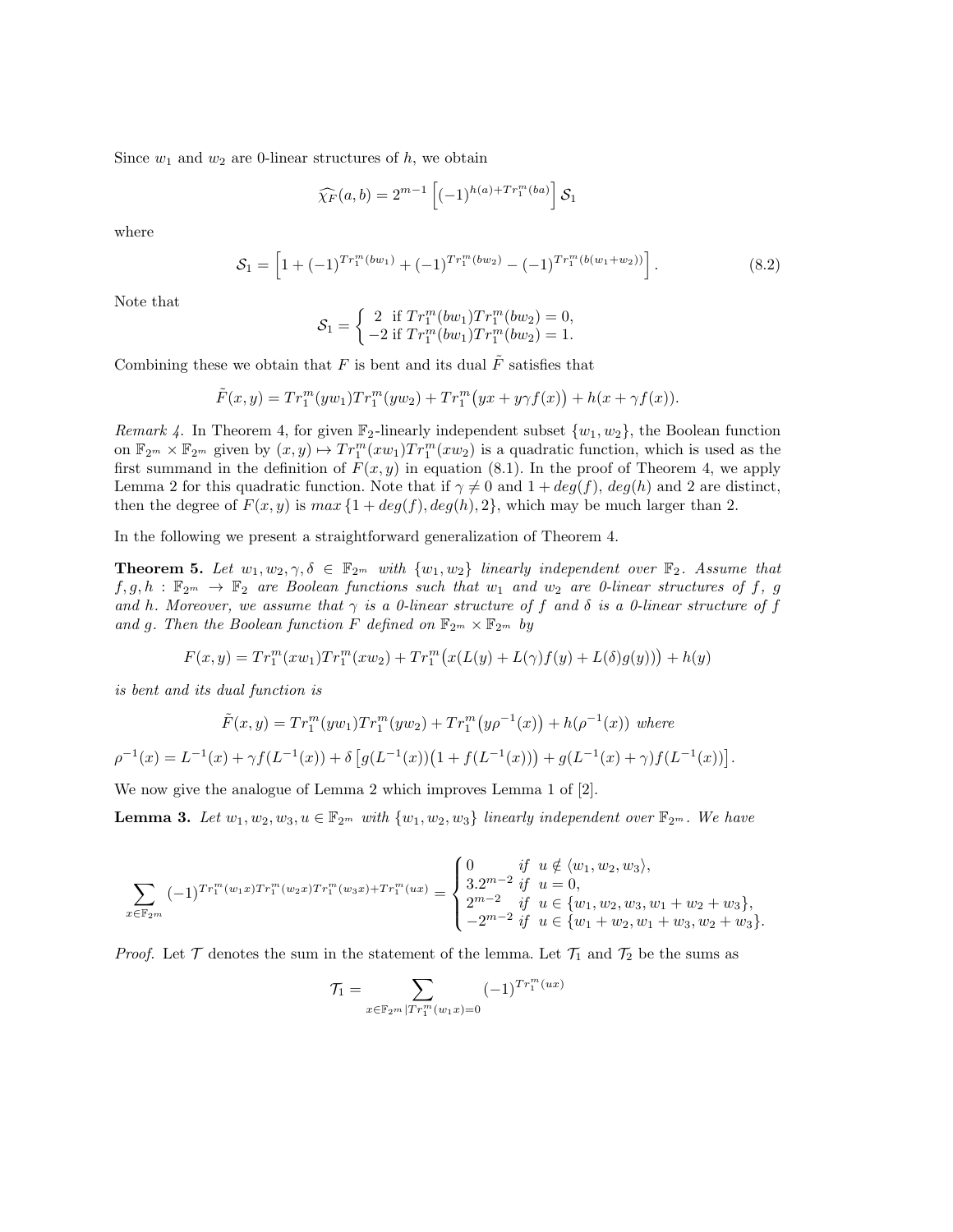Since $w_1$ and $w_2$ are 0-linear structures of $h$, we obtain

$$\widehat{\chi_F}(a,b) = 2^{m-1}\left[(-1)^{h(a)+Tr_1^m(ba)}\right]\mathcal{S}_1$$

where

$$\mathcal{S}_1 = \left[1 + (-1)^{Tr_1^m(bw_1)} + (-1)^{Tr_1^m(bw_2)} - (-1)^{Tr_1^m(b(w_1+w_2))}\right]. \tag{8.2}$$

Note that

$$\mathcal{S}_1 = \begin{cases} 2 & \text{if } Tr_1^m(bw_1)Tr_1^m(bw_2) = 0, \\ -2 & \text{if } Tr_1^m(bw_1)Tr_1^m(bw_2) = 1. \end{cases}$$

Combining these we obtain that $F$ is bent and its dual $\tilde{F}$ satisfies that

$$\tilde{F}(x,y) = Tr_1^m(yw_1)Tr_1^m(yw_2) + Tr_1^m\big(yx + y\gamma f(x)\big) + h(x + \gamma f(x)).$$

*Remark 4.* In Theorem 4, for given $\mathbb{F}_2$-linearly independent subset $\{w_1, w_2\}$, the Boolean function on $\mathbb{F}_{2^m} \times \mathbb{F}_{2^m}$ given by $(x,y) \mapsto Tr_1^m(xw_1)Tr_1^m(xw_2)$ is a quadratic function, which is used as the first summand in the definition of $F(x,y)$ in equation (8.1). In the proof of Theorem 4, we apply Lemma 2 for this quadratic function. Note that if $\gamma \neq 0$ and $1 + deg(f)$, $deg(h)$ and 2 are distinct, then the degree of $F(x,y)$ is $max\{1 + deg(f), deg(h), 2\}$, which may be much larger than 2.

In the following we present a straightforward generalization of Theorem 4.

**Theorem 5.** *Let $w_1, w_2, \gamma, \delta \in \mathbb{F}_{2^m}$ with $\{w_1, w_2\}$ linearly independent over $\mathbb{F}_2$. Assume that $f, g, h : \mathbb{F}_{2^m} \to \mathbb{F}_2$ are Boolean functions such that $w_1$ and $w_2$ are 0-linear structures of $f$, $g$ and $h$. Moreover, we assume that $\gamma$ is a 0-linear structure of $f$ and $\delta$ is a 0-linear structure of $f$ and $g$. Then the Boolean function $F$ defined on $\mathbb{F}_{2^m} \times \mathbb{F}_{2^m}$ by*

$$F(x,y) = Tr_1^m(xw_1)Tr_1^m(xw_2) + Tr_1^m\big(x(L(y) + L(\gamma)f(y) + L(\delta)g(y))\big) + h(y)$$

*is bent and its dual function is*

$$\tilde{F}(x,y) = Tr_1^m(yw_1)Tr_1^m(yw_2) + Tr_1^m\big(y\rho^{-1}(x)\big) + h(\rho^{-1}(x)) \text{ where}$$

$$\rho^{-1}(x) = L^{-1}(x) + \gamma f(L^{-1}(x)) + \delta\left[g(L^{-1}(x))\big(1 + f(L^{-1}(x))\big) + g(L^{-1}(x) + \gamma)f(L^{-1}(x))\right].$$

We now give the analogue of Lemma 2 which improves Lemma 1 of [2].

**Lemma 3.** *Let $w_1, w_2, w_3, u \in \mathbb{F}_{2^m}$ with $\{w_1, w_2, w_3\}$ linearly independent over $\mathbb{F}_{2^m}$. We have*

$$\sum_{x \in \mathbb{F}_{2^m}} (-1)^{Tr_1^m(w_1x)Tr_1^m(w_2x)Tr_1^m(w_3x) + Tr_1^m(ux)} = \begin{cases} 0 & \text{if } u \notin \langle w_1, w_2, w_3\rangle, \\ 3.2^{m-2} & \text{if } u = 0, \\ 2^{m-2} & \text{if } u \in \{w_1, w_2, w_3, w_1 + w_2 + w_3\}, \\ -2^{m-2} & \text{if } u \in \{w_1 + w_2, w_1 + w_3, w_2 + w_3\}. \end{cases}$$

*Proof.* Let $\mathcal{T}$ denotes the sum in the statement of the lemma. Let $\mathcal{T}_1$ and $\mathcal{T}_2$ be the sums as

$$\mathcal{T}_1 = \sum_{x \in \mathbb{F}_{2^m} \,|\, Tr_1^m(w_1x) = 0} (-1)^{Tr_1^m(ux)}$$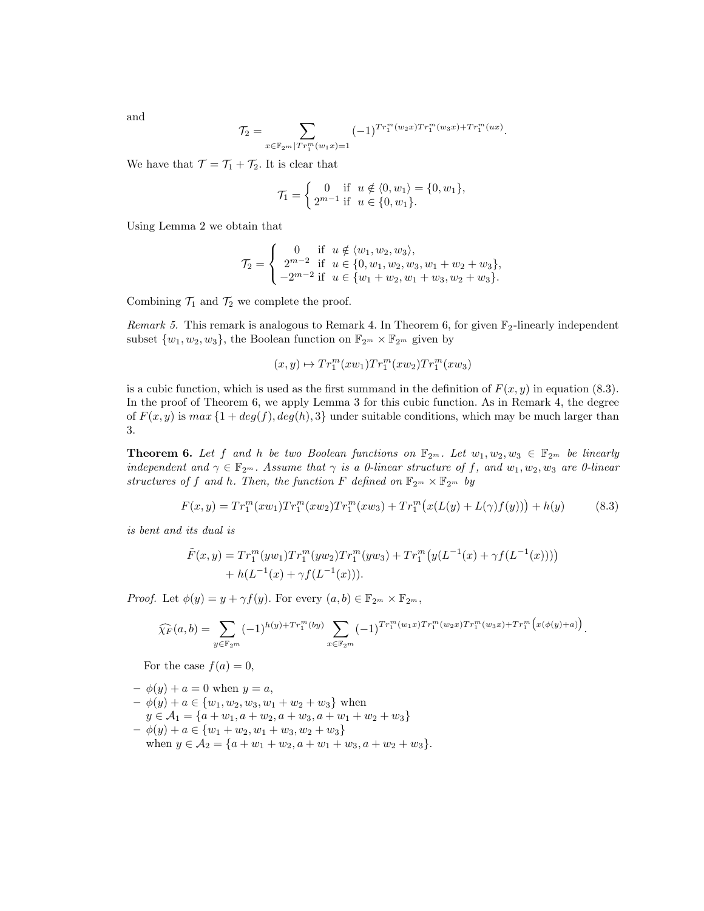and

$$\mathcal{T}_2 = \sum_{x\in\mathbb{F}_{2^m}|Tr_1^m(w_1x)=1} (-1)^{Tr_1^m(w_2x)Tr_1^m(w_3x)+Tr_1^m(ux)}.$$

We have that $\mathcal{T} = \mathcal{T}_1 + \mathcal{T}_2$. It is clear that

$$\mathcal{T}_1 = \begin{cases} 0 & \text{if } u \notin \langle 0, w_1\rangle = \{0, w_1\}, \\ 2^{m-1} & \text{if } u \in \{0, w_1\}. \end{cases}$$

Using Lemma 2 we obtain that

$$\mathcal{T}_2 = \begin{cases} 0 & \text{if } u \notin \langle w_1, w_2, w_3\rangle, \\ 2^{m-2} & \text{if } u \in \{0, w_1, w_2, w_3, w_1 + w_2 + w_3\}, \\ -2^{m-2} & \text{if } u \in \{w_1 + w_2, w_1 + w_3, w_2 + w_3\}. \end{cases}$$

Combining $\mathcal{T}_1$ and $\mathcal{T}_2$ we complete the proof.

*Remark 5.* This remark is analogous to Remark 4. In Theorem 6, for given $\mathbb{F}_2$-linearly independent subset $\{w_1, w_2, w_3\}$, the Boolean function on $\mathbb{F}_{2^m} \times \mathbb{F}_{2^m}$ given by

$$(x, y) \mapsto Tr_1^m(xw_1)Tr_1^m(xw_2)Tr_1^m(xw_3)$$

is a cubic function, which is used as the first summand in the definition of $F(x, y)$ in equation (8.3). In the proof of Theorem 6, we apply Lemma 3 for this cubic function. As in Remark 4, the degree of $F(x, y)$ is $max\{1 + deg(f), deg(h), 3\}$ under suitable conditions, which may be much larger than 3.

**Theorem 6.** *Let $f$ and $h$ be two Boolean functions on $\mathbb{F}_{2^m}$. Let $w_1, w_2, w_3 \in \mathbb{F}_{2^m}$ be linearly independent and $\gamma \in \mathbb{F}_{2^m}$. Assume that $\gamma$ is a 0-linear structure of $f$, and $w_1, w_2, w_3$ are 0-linear structures of $f$ and $h$. Then, the function $F$ defined on $\mathbb{F}_{2^m} \times \mathbb{F}_{2^m}$ by*

$$F(x, y) = Tr_1^m(xw_1)Tr_1^m(xw_2)Tr_1^m(xw_3) + Tr_1^m\big(x(L(y) + L(\gamma)f(y))\big) + h(y) \tag{8.3}$$

*is bent and its dual is*

$$\begin{aligned}\tilde{F}(x, y) = {} & Tr_1^m(yw_1)Tr_1^m(yw_2)Tr_1^m(yw_3) + Tr_1^m\big(y(L^{-1}(x) + \gamma f(L^{-1}(x)))\big) \\ & + h(L^{-1}(x) + \gamma f(L^{-1}(x))).\end{aligned}$$

*Proof.* Let $\phi(y) = y + \gamma f(y)$. For every $(a, b) \in \mathbb{F}_{2^m} \times \mathbb{F}_{2^m}$,

$$\widehat{\chi_F}(a, b) = \sum_{y\in\mathbb{F}_{2^m}} (-1)^{h(y)+Tr_1^m(by)} \sum_{x\in\mathbb{F}_{2^m}} (-1)^{Tr_1^m(w_1x)Tr_1^m(w_2x)Tr_1^m(w_3x)+Tr_1^m\left(x(\phi(y)+a)\right)}.$$

For the case $f(a) = 0$,

- $\phi(y) + a = 0$ when $y = a$,
- $\phi(y) + a \in \{w_1, w_2, w_3, w_1 + w_2 + w_3\}$ when $y \in \mathcal{A}_1 = \{a + w_1, a + w_2, a + w_3, a + w_1 + w_2 + w_3\}$
- $\phi(y) + a \in \{w_1 + w_2, w_1 + w_3, w_2 + w_3\}$ when $y \in \mathcal{A}_2 = \{a + w_1 + w_2, a + w_1 + w_3, a + w_2 + w_3\}$.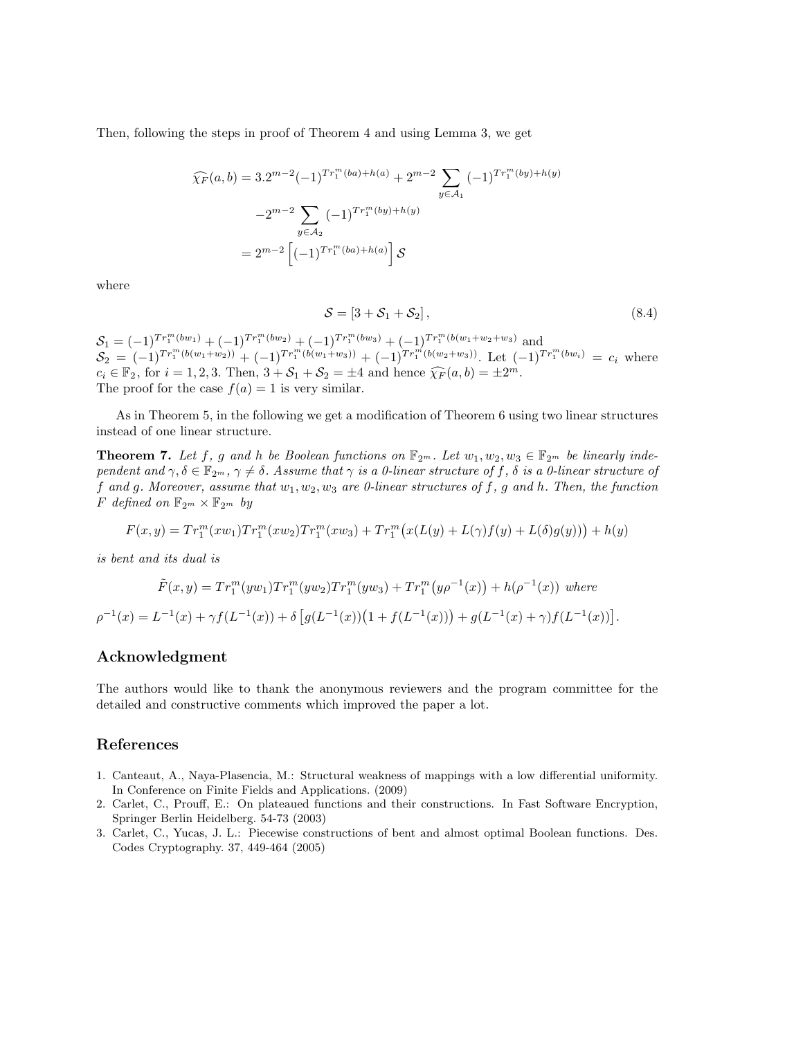Then, following the steps in proof of Theorem 4 and using Lemma 3, we get

$$
\begin{aligned}
\widehat{\chi_F}(a,b) &= 3.2^{m-2}(-1)^{Tr_1^m(ba)+h(a)} + 2^{m-2}\sum_{y\in\mathcal{A}_1}(-1)^{Tr_1^m(by)+h(y)} \\
&\quad -2^{m-2}\sum_{y\in\mathcal{A}_2}(-1)^{Tr_1^m(by)+h(y)} \\
&= 2^{m-2}\left[(-1)^{Tr_1^m(ba)+h(a)}\right]\mathcal{S}
\end{aligned}
$$

where

$$
\mathcal{S} = [3+\mathcal{S}_1+\mathcal{S}_2], \tag{8.4}
$$

$\mathcal{S}_1 = (-1)^{Tr_1^m(bw_1)} + (-1)^{Tr_1^m(bw_2)} + (-1)^{Tr_1^m(bw_3)} + (-1)^{Tr_1^m(b(w_1+w_2+w_3)}$ and $\mathcal{S}_2 = (-1)^{Tr_1^m(b(w_1+w_2))} + (-1)^{Tr_1^m(b(w_1+w_3))} + (-1)^{Tr_1^m(b(w_2+w_3))}$. Let $(-1)^{Tr_1^m(bw_i)} = c_i$ where $c_i \in \mathbb{F}_2$, for $i = 1,2,3$. Then, $3+\mathcal{S}_1+\mathcal{S}_2 = \pm 4$ and hence $\widehat{\chi_F}(a,b) = \pm 2^m$.
The proof for the case $f(a) = 1$ is very similar.

As in Theorem 5, in the following we get a modification of Theorem 6 using two linear structures instead of one linear structure.

**Theorem 7.** *Let $f$, $g$ and $h$ be Boolean functions on $\mathbb{F}_{2^m}$. Let $w_1, w_2, w_3 \in \mathbb{F}_{2^m}$ be linearly independent and $\gamma, \delta \in \mathbb{F}_{2^m}$, $\gamma \neq \delta$. Assume that $\gamma$ is a 0-linear structure of $f$, $\delta$ is a 0-linear structure of $f$ and $g$. Moreover, assume that $w_1, w_2, w_3$ are 0-linear structures of $f$, $g$ and $h$. Then, the function $F$ defined on $\mathbb{F}_{2^m} \times \mathbb{F}_{2^m}$ by*

$$
F(x,y) = Tr_1^m(xw_1)Tr_1^m(xw_2)Tr_1^m(xw_3) + Tr_1^m\big(x(L(y)+L(\gamma)f(y)+L(\delta)g(y))\big) + h(y)
$$

*is bent and its dual is*

$$
\tilde{F}(x,y) = Tr_1^m(yw_1)Tr_1^m(yw_2)Tr_1^m(yw_3) + Tr_1^m\big(y\rho^{-1}(x)\big) + h(\rho^{-1}(x)) \text{ where}
$$

$$
\rho^{-1}(x) = L^{-1}(x) + \gamma f(L^{-1}(x)) + \delta\left[g(L^{-1}(x))\big(1+f(L^{-1}(x))\big) + g(L^{-1}(x)+\gamma)f(L^{-1}(x))\right].
$$

## Acknowledgment

The authors would like to thank the anonymous reviewers and the program committee for the detailed and constructive comments which improved the paper a lot.

## References

1. Canteaut, A., Naya-Plasencia, M.: Structural weakness of mappings with a low differential uniformity. In Conference on Finite Fields and Applications. (2009)
2. Carlet, C., Prouff, E.: On plateaued functions and their constructions. In Fast Software Encryption, Springer Berlin Heidelberg. 54-73 (2003)
3. Carlet, C., Yucas, J. L.: Piecewise constructions of bent and almost optimal Boolean functions. Des. Codes Cryptography. 37, 449-464 (2005)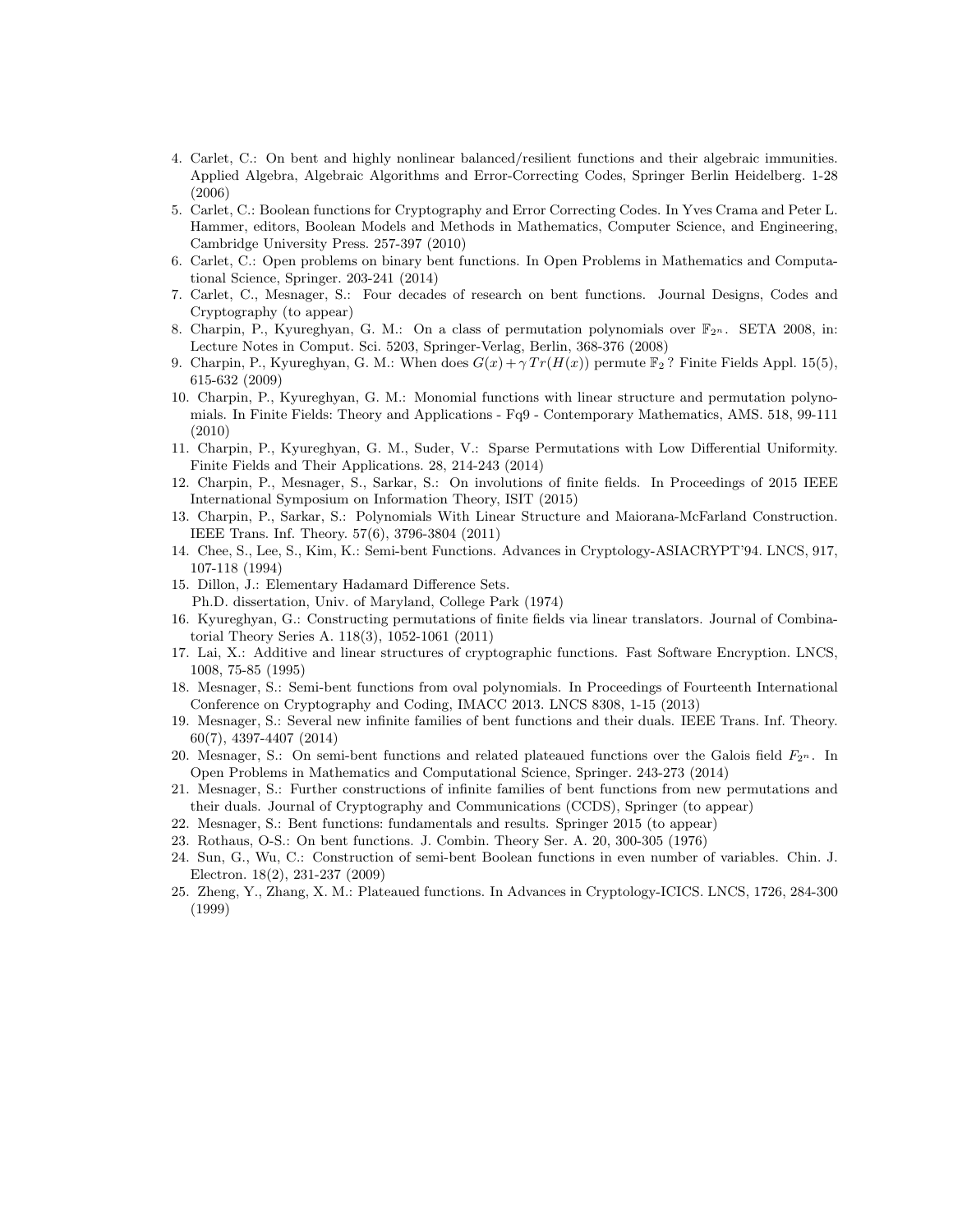4. Carlet, C.: On bent and highly nonlinear balanced/resilient functions and their algebraic immunities. Applied Algebra, Algebraic Algorithms and Error-Correcting Codes, Springer Berlin Heidelberg. 1-28 (2006)
5. Carlet, C.: Boolean functions for Cryptography and Error Correcting Codes. In Yves Crama and Peter L. Hammer, editors, Boolean Models and Methods in Mathematics, Computer Science, and Engineering, Cambridge University Press. 257-397 (2010)
6. Carlet, C.: Open problems on binary bent functions. In Open Problems in Mathematics and Computational Science, Springer. 203-241 (2014)
7. Carlet, C., Mesnager, S.: Four decades of research on bent functions. Journal Designs, Codes and Cryptography (to appear)
8. Charpin, P., Kyureghyan, G. M.: On a class of permutation polynomials over $\mathbb{F}_{2^n}$. SETA 2008, in: Lecture Notes in Comput. Sci. 5203, Springer-Verlag, Berlin, 368-376 (2008)
9. Charpin, P., Kyureghyan, G. M.: When does $G(x)+\gamma Tr(H(x))$ permute $\mathbb{F}_2$? Finite Fields Appl. 15(5), 615-632 (2009)
10. Charpin, P., Kyureghyan, G. M.: Monomial functions with linear structure and permutation polynomials. In Finite Fields: Theory and Applications - Fq9 - Contemporary Mathematics, AMS. 518, 99-111 (2010)
11. Charpin, P., Kyureghyan, G. M., Suder, V.: Sparse Permutations with Low Differential Uniformity. Finite Fields and Their Applications. 28, 214-243 (2014)
12. Charpin, P., Mesnager, S., Sarkar, S.: On involutions of finite fields. In Proceedings of 2015 IEEE International Symposium on Information Theory, ISIT (2015)
13. Charpin, P., Sarkar, S.: Polynomials With Linear Structure and Maiorana-McFarland Construction. IEEE Trans. Inf. Theory. 57(6), 3796-3804 (2011)
14. Chee, S., Lee, S., Kim, K.: Semi-bent Functions. Advances in Cryptology-ASIACRYPT'94. LNCS, 917, 107-118 (1994)
15. Dillon, J.: Elementary Hadamard Difference Sets. Ph.D. dissertation, Univ. of Maryland, College Park (1974)
16. Kyureghyan, G.: Constructing permutations of finite fields via linear translators. Journal of Combinatorial Theory Series A. 118(3), 1052-1061 (2011)
17. Lai, X.: Additive and linear structures of cryptographic functions. Fast Software Encryption. LNCS, 1008, 75-85 (1995)
18. Mesnager, S.: Semi-bent functions from oval polynomials. In Proceedings of Fourteenth International Conference on Cryptography and Coding, IMACC 2013. LNCS 8308, 1-15 (2013)
19. Mesnager, S.: Several new infinite families of bent functions and their duals. IEEE Trans. Inf. Theory. 60(7), 4397-4407 (2014)
20. Mesnager, S.: On semi-bent functions and related plateaued functions over the Galois field $F_{2^n}$. In Open Problems in Mathematics and Computational Science, Springer. 243-273 (2014)
21. Mesnager, S.: Further constructions of infinite families of bent functions from new permutations and their duals. Journal of Cryptography and Communications (CCDS), Springer (to appear)
22. Mesnager, S.: Bent functions: fundamentals and results. Springer 2015 (to appear)
23. Rothaus, O-S.: On bent functions. J. Combin. Theory Ser. A. 20, 300-305 (1976)
24. Sun, G., Wu, C.: Construction of semi-bent Boolean functions in even number of variables. Chin. J. Electron. 18(2), 231-237 (2009)
25. Zheng, Y., Zhang, X. M.: Plateaued functions. In Advances in Cryptology-ICICS. LNCS, 1726, 284-300 (1999)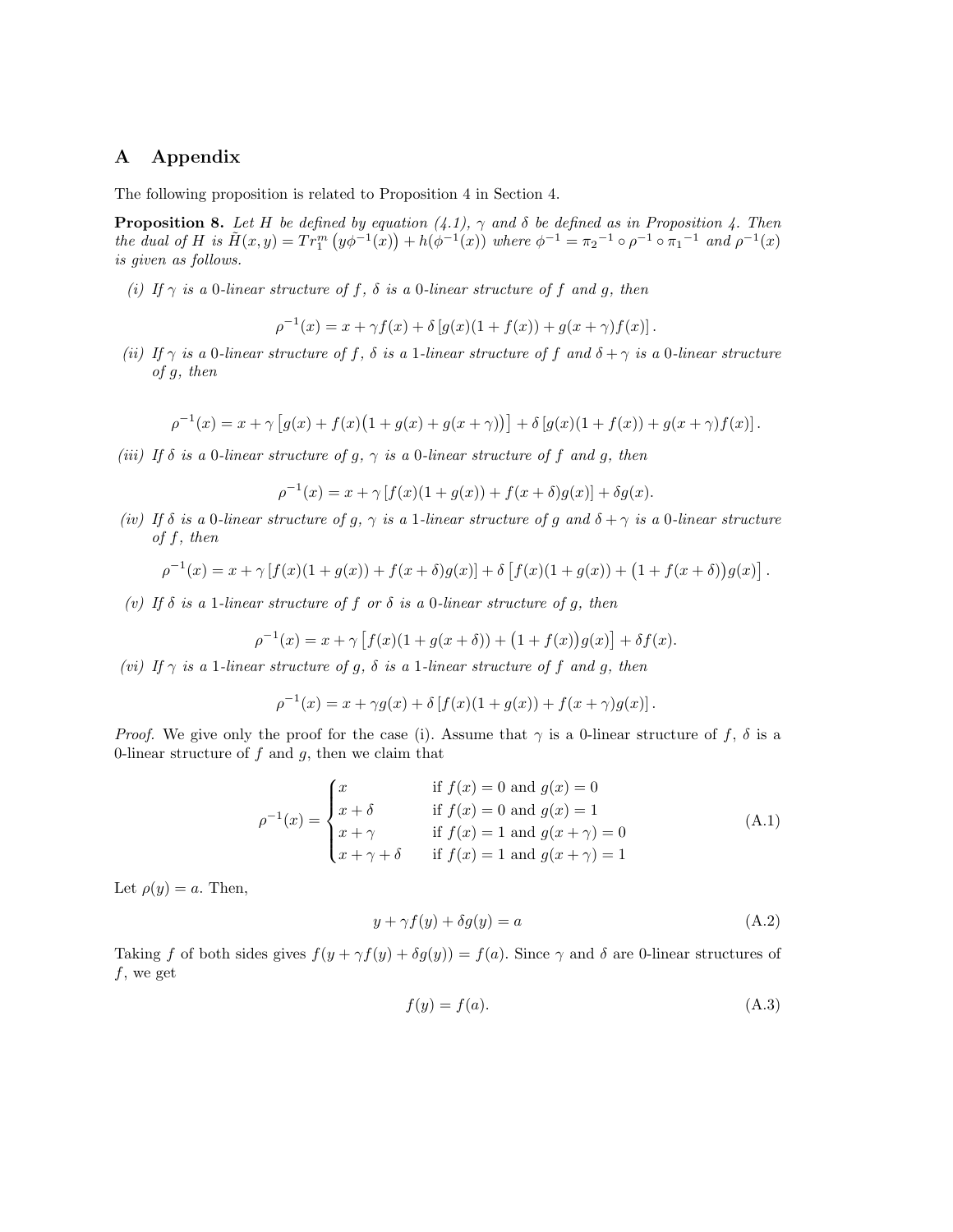# A Appendix

The following proposition is related to Proposition 4 in Section 4.

**Proposition 8.** *Let $H$ be defined by equation (4.1), $\gamma$ and $\delta$ be defined as in Proposition 4. Then the dual of $H$ is $\tilde{H}(x,y) = Tr_1^m\left(y\phi^{-1}(x)\right) + h(\phi^{-1}(x))$ where $\phi^{-1} = {\pi_2}^{-1} \circ \rho^{-1} \circ {\pi_1}^{-1}$ and $\rho^{-1}(x)$ is given as follows.*

*(i) If $\gamma$ is a 0-linear structure of $f$, $\delta$ is a 0-linear structure of $f$ and $g$, then*

$$\rho^{-1}(x) = x + \gamma f(x) + \delta\left[g(x)(1 + f(x)) + g(x+\gamma)f(x)\right].$$

*(ii) If $\gamma$ is a 0-linear structure of $f$, $\delta$ is a 1-linear structure of $f$ and $\delta + \gamma$ is a 0-linear structure of $g$, then*

$$\rho^{-1}(x) = x + \gamma\left[g(x) + f(x)\big(1 + g(x) + g(x+\gamma)\big)\right] + \delta\left[g(x)(1 + f(x)) + g(x+\gamma)f(x)\right].$$

*(iii) If $\delta$ is a 0-linear structure of $g$, $\gamma$ is a 0-linear structure of $f$ and $g$, then*

$$\rho^{-1}(x) = x + \gamma\left[f(x)(1 + g(x)) + f(x+\delta)g(x)\right] + \delta g(x).$$

*(iv) If $\delta$ is a 0-linear structure of $g$, $\gamma$ is a 1-linear structure of $g$ and $\delta + \gamma$ is a 0-linear structure of $f$, then*

$$\rho^{-1}(x) = x + \gamma\left[f(x)(1 + g(x)) + f(x+\delta)g(x)\right] + \delta\left[f(x)(1 + g(x)) + \big(1 + f(x+\delta)\big)g(x)\right].$$

*(v) If $\delta$ is a 1-linear structure of $f$ or $\delta$ is a 0-linear structure of $g$, then*

$$\rho^{-1}(x) = x + \gamma\left[f(x)(1 + g(x+\delta)) + \big(1 + f(x)\big)g(x)\right] + \delta f(x).$$

*(vi) If $\gamma$ is a 1-linear structure of $g$, $\delta$ is a 1-linear structure of $f$ and $g$, then*

$$\rho^{-1}(x) = x + \gamma g(x) + \delta\left[f(x)(1 + g(x)) + f(x+\gamma)g(x)\right].$$

*Proof.* We give only the proof for the case (i). Assume that $\gamma$ is a 0-linear structure of $f$, $\delta$ is a 0-linear structure of $f$ and $g$, then we claim that

$$\rho^{-1}(x) = \begin{cases} x & \text{if } f(x) = 0 \text{ and } g(x) = 0 \\ x + \delta & \text{if } f(x) = 0 \text{ and } g(x) = 1 \\ x + \gamma & \text{if } f(x) = 1 \text{ and } g(x+\gamma) = 0 \\ x + \gamma + \delta & \text{if } f(x) = 1 \text{ and } g(x+\gamma) = 1 \end{cases} \tag{A.1}$$

Let $\rho(y) = a$. Then,

$$y + \gamma f(y) + \delta g(y) = a \tag{A.2}$$

Taking $f$ of both sides gives $f(y + \gamma f(y) + \delta g(y)) = f(a)$. Since $\gamma$ and $\delta$ are 0-linear structures of $f$, we get

$$f(y) = f(a). \tag{A.3}$$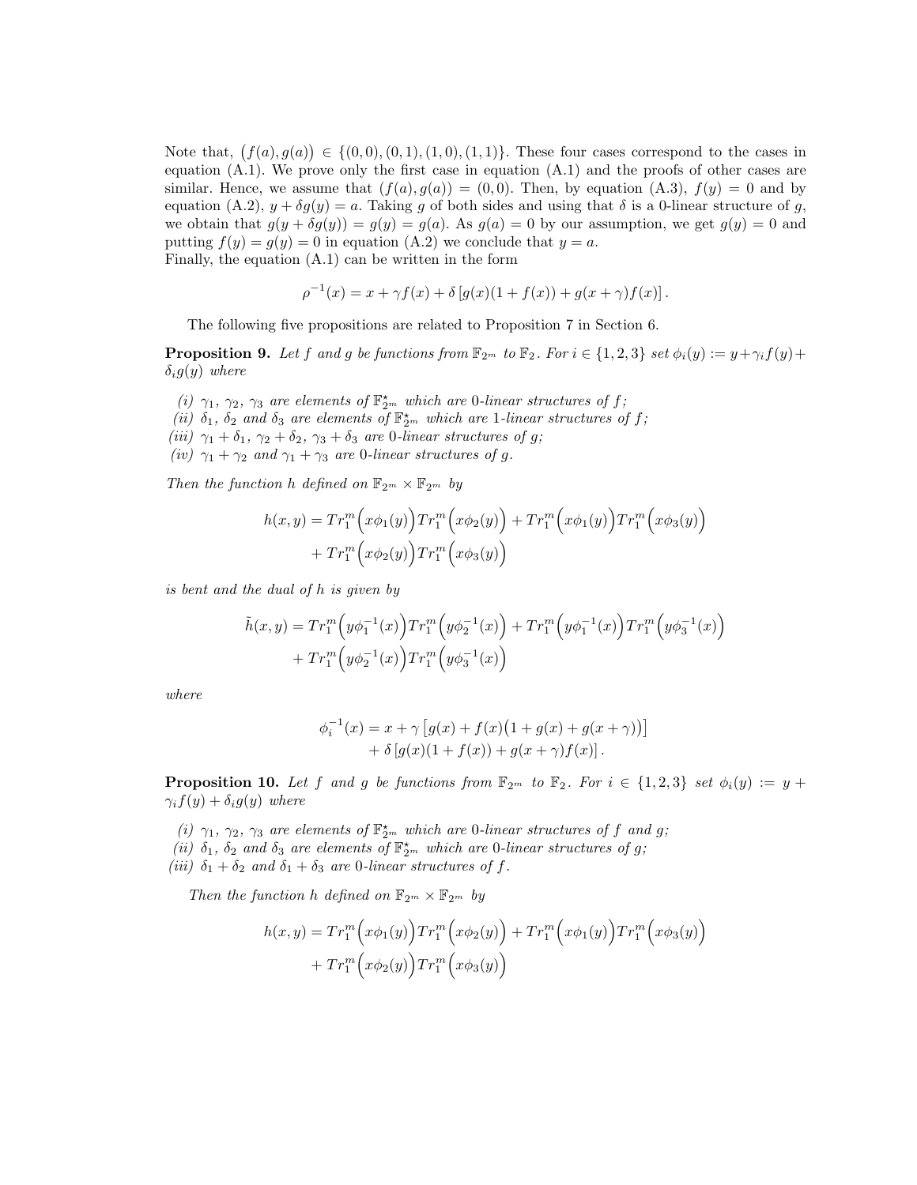Note that, $\big(f(a), g(a)\big) \in \{(0,0),(0,1),(1,0),(1,1)\}$. These four cases correspond to the cases in equation (A.1). We prove only the first case in equation (A.1) and the proofs of other cases are similar. Hence, we assume that $(f(a), g(a)) = (0,0)$. Then, by equation (A.3), $f(y) = 0$ and by equation (A.2), $y + \delta g(y) = a$. Taking $g$ of both sides and using that $\delta$ is a 0-linear structure of $g$, we obtain that $g(y + \delta g(y)) = g(y) = g(a)$. As $g(a) = 0$ by our assumption, we get $g(y) = 0$ and putting $f(y) = g(y) = 0$ in equation (A.2) we conclude that $y = a$.
Finally, the equation (A.1) can be written in the form

$$\rho^{-1}(x) = x + \gamma f(x) + \delta \left[ g(x)(1 + f(x)) + g(x+\gamma) f(x) \right].$$

The following five propositions are related to Proposition 7 in Section 6.

**Proposition 9.** *Let $f$ and $g$ be functions from $\mathbb{F}_{2^m}$ to $\mathbb{F}_2$. For $i \in \{1,2,3\}$ set $\phi_i(y) := y + \gamma_i f(y) + \delta_i g(y)$ where*

*(i) $\gamma_1$, $\gamma_2$, $\gamma_3$ are elements of $\mathbb{F}_{2^m}^{\star}$ which are 0-linear structures of $f$;*
*(ii) $\delta_1$, $\delta_2$ and $\delta_3$ are elements of $\mathbb{F}_{2^m}^{\star}$ which are 1-linear structures of $f$;*
*(iii) $\gamma_1 + \delta_1$, $\gamma_2 + \delta_2$, $\gamma_3 + \delta_3$ are 0-linear structures of $g$;*
*(iv) $\gamma_1 + \gamma_2$ and $\gamma_1 + \gamma_3$ are 0-linear structures of $g$.*

*Then the function $h$ defined on $\mathbb{F}_{2^m} \times \mathbb{F}_{2^m}$ by*

$$\begin{aligned} h(x,y) = &Tr_1^m\Big(x\phi_1(y)\Big)Tr_1^m\Big(x\phi_2(y)\Big) + Tr_1^m\Big(x\phi_1(y)\Big)Tr_1^m\Big(x\phi_3(y)\Big) \\ &+ Tr_1^m\Big(x\phi_2(y)\Big)Tr_1^m\Big(x\phi_3(y)\Big) \end{aligned}$$

*is bent and the dual of $h$ is given by*

$$\begin{aligned} \tilde{h}(x,y) = &Tr_1^m\Big(y\phi_1^{-1}(x)\Big)Tr_1^m\Big(y\phi_2^{-1}(x)\Big) + Tr_1^m\Big(y\phi_1^{-1}(x)\Big)Tr_1^m\Big(y\phi_3^{-1}(x)\Big) \\ &+ Tr_1^m\Big(y\phi_2^{-1}(x)\Big)Tr_1^m\Big(y\phi_3^{-1}(x)\Big) \end{aligned}$$

*where*

$$\begin{aligned} \phi_i^{-1}(x) = &x + \gamma\left[g(x) + f(x)\big(1 + g(x) + g(x+\gamma)\big)\right] \\ &+ \delta\left[g(x)(1+f(x)) + g(x+\gamma)f(x)\right]. \end{aligned}$$

**Proposition 10.** *Let $f$ and $g$ be functions from $\mathbb{F}_{2^m}$ to $\mathbb{F}_2$. For $i \in \{1,2,3\}$ set $\phi_i(y) := y + \gamma_i f(y) + \delta_i g(y)$ where*

*(i) $\gamma_1$, $\gamma_2$, $\gamma_3$ are elements of $\mathbb{F}_{2^m}^{\star}$ which are 0-linear structures of $f$ and $g$;*
*(ii) $\delta_1$, $\delta_2$ and $\delta_3$ are elements of $\mathbb{F}_{2^m}^{\star}$ which are 0-linear structures of $g$;*
*(iii) $\delta_1 + \delta_2$ and $\delta_1 + \delta_3$ are 0-linear structures of $f$.*

*Then the function $h$ defined on $\mathbb{F}_{2^m} \times \mathbb{F}_{2^m}$ by*

$$\begin{aligned} h(x,y) = &Tr_1^m\Big(x\phi_1(y)\Big)Tr_1^m\Big(x\phi_2(y)\Big) + Tr_1^m\Big(x\phi_1(y)\Big)Tr_1^m\Big(x\phi_3(y)\Big) \\ &+ Tr_1^m\Big(x\phi_2(y)\Big)Tr_1^m\Big(x\phi_3(y)\Big) \end{aligned}$$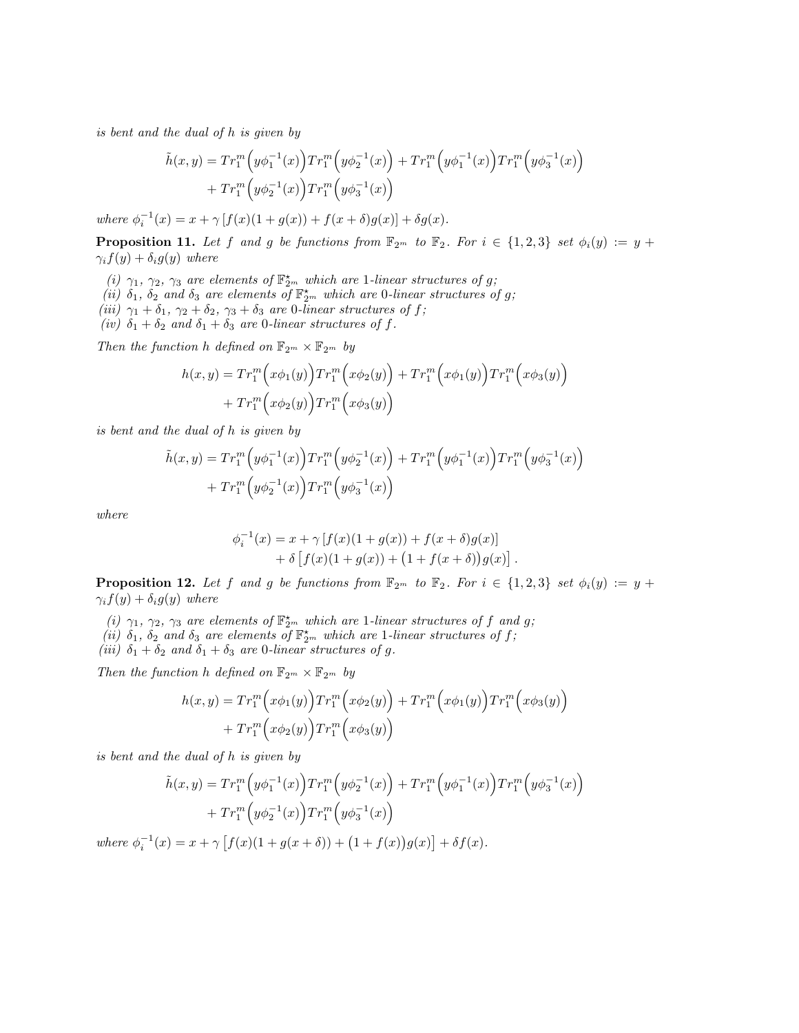*is bent and the dual of h is given by*

$$
\begin{aligned}
\tilde{h}(x,y) &= Tr_1^m\Big(y\phi_1^{-1}(x)\Big)Tr_1^m\Big(y\phi_2^{-1}(x)\Big) + Tr_1^m\Big(y\phi_1^{-1}(x)\Big)Tr_1^m\Big(y\phi_3^{-1}(x)\Big)\\
&\quad + Tr_1^m\Big(y\phi_2^{-1}(x)\Big)Tr_1^m\Big(y\phi_3^{-1}(x)\Big)
\end{aligned}
$$

*where* $\phi_i^{-1}(x) = x + \gamma\left[f(x)(1+g(x)) + f(x+\delta)g(x)\right] + \delta g(x)$.

**Proposition 11.** *Let $f$ and $g$ be functions from $\mathbb{F}_{2^m}$ to $\mathbb{F}_2$. For $i \in \{1,2,3\}$ set $\phi_i(y) := y + \gamma_i f(y) + \delta_i g(y)$ where*

*(i) $\gamma_1$, $\gamma_2$, $\gamma_3$ are elements of $\mathbb{F}_{2^m}^\star$ which are 1-linear structures of $g$;*
*(ii) $\delta_1$, $\delta_2$ and $\delta_3$ are elements of $\mathbb{F}_{2^m}^\star$ which are 0-linear structures of $g$;*
*(iii) $\gamma_1+\delta_1$, $\gamma_2+\delta_2$, $\gamma_3+\delta_3$ are 0-linear structures of $f$;*
*(iv) $\delta_1+\delta_2$ and $\delta_1+\delta_3$ are 0-linear structures of $f$.*

*Then the function $h$ defined on $\mathbb{F}_{2^m}\times\mathbb{F}_{2^m}$ by*

$$
\begin{aligned}
h(x,y) &= Tr_1^m\Big(x\phi_1(y)\Big)Tr_1^m\Big(x\phi_2(y)\Big) + Tr_1^m\Big(x\phi_1(y)\Big)Tr_1^m\Big(x\phi_3(y)\Big)\\
&\quad + Tr_1^m\Big(x\phi_2(y)\Big)Tr_1^m\Big(x\phi_3(y)\Big)
\end{aligned}
$$

*is bent and the dual of h is given by*

$$
\begin{aligned}
\tilde{h}(x,y) &= Tr_1^m\Big(y\phi_1^{-1}(x)\Big)Tr_1^m\Big(y\phi_2^{-1}(x)\Big) + Tr_1^m\Big(y\phi_1^{-1}(x)\Big)Tr_1^m\Big(y\phi_3^{-1}(x)\Big)\\
&\quad + Tr_1^m\Big(y\phi_2^{-1}(x)\Big)Tr_1^m\Big(y\phi_3^{-1}(x)\Big)
\end{aligned}
$$

*where*

$$
\begin{aligned}
\phi_i^{-1}(x) = x &+ \gamma\left[f(x)(1+g(x)) + f(x+\delta)g(x)\right]\\
&+ \delta\left[f(x)(1+g(x)) + \big(1+f(x+\delta)\big)g(x)\right].
\end{aligned}
$$

**Proposition 12.** *Let $f$ and $g$ be functions from $\mathbb{F}_{2^m}$ to $\mathbb{F}_2$. For $i \in \{1,2,3\}$ set $\phi_i(y) := y + \gamma_i f(y) + \delta_i g(y)$ where*

*(i) $\gamma_1$, $\gamma_2$, $\gamma_3$ are elements of $\mathbb{F}_{2^m}^\star$ which are 1-linear structures of $f$ and $g$;*
*(ii) $\delta_1$, $\delta_2$ and $\delta_3$ are elements of $\mathbb{F}_{2^m}^\star$ which are 1-linear structures of $f$;*
*(iii) $\delta_1+\delta_2$ and $\delta_1+\delta_3$ are 0-linear structures of $g$.*

*Then the function $h$ defined on $\mathbb{F}_{2^m}\times\mathbb{F}_{2^m}$ by*

$$
\begin{aligned}
h(x,y) &= Tr_1^m\Big(x\phi_1(y)\Big)Tr_1^m\Big(x\phi_2(y)\Big) + Tr_1^m\Big(x\phi_1(y)\Big)Tr_1^m\Big(x\phi_3(y)\Big)\\
&\quad + Tr_1^m\Big(x\phi_2(y)\Big)Tr_1^m\Big(x\phi_3(y)\Big)
\end{aligned}
$$

*is bent and the dual of h is given by*

$$
\begin{aligned}
\tilde{h}(x,y) &= Tr_1^m\Big(y\phi_1^{-1}(x)\Big)Tr_1^m\Big(y\phi_2^{-1}(x)\Big) + Tr_1^m\Big(y\phi_1^{-1}(x)\Big)Tr_1^m\Big(y\phi_3^{-1}(x)\Big)\\
&\quad + Tr_1^m\Big(y\phi_2^{-1}(x)\Big)Tr_1^m\Big(y\phi_3^{-1}(x)\Big)
\end{aligned}
$$

*where* $\phi_i^{-1}(x) = x + \gamma\left[f(x)(1+g(x+\delta)) + \big(1+f(x)\big)g(x)\right] + \delta f(x)$.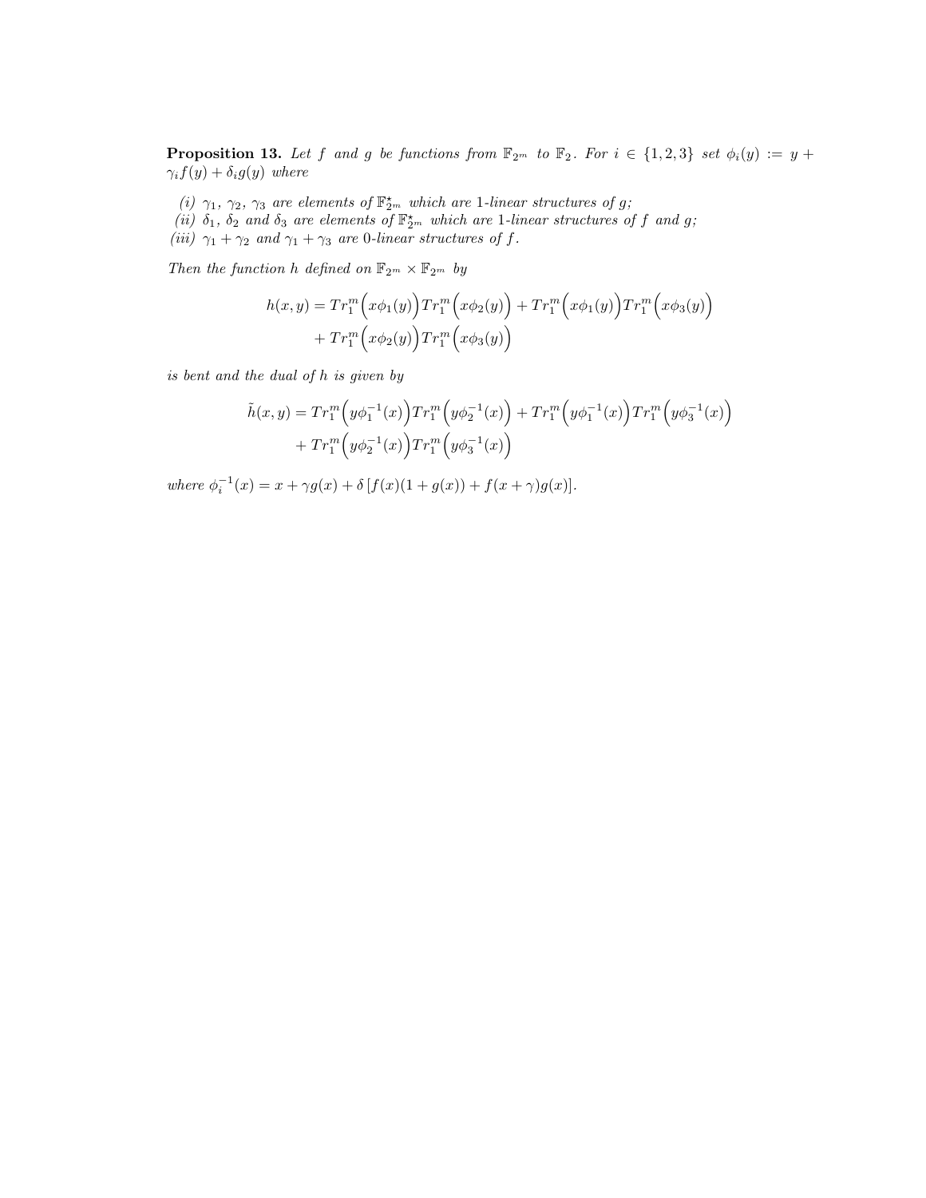**Proposition 13.** *Let $f$ and $g$ be functions from $\mathbb{F}_{2^m}$ to $\mathbb{F}_2$. For $i \in \{1, 2, 3\}$ set $\phi_i(y) := y + \gamma_i f(y) + \delta_i g(y)$ where*

*(i) $\gamma_1$, $\gamma_2$, $\gamma_3$ are elements of $\mathbb{F}_{2^m}^\star$ which are 1-linear structures of $g$;*
*(ii) $\delta_1$, $\delta_2$ and $\delta_3$ are elements of $\mathbb{F}_{2^m}^\star$ which are 1-linear structures of $f$ and $g$;*
*(iii) $\gamma_1 + \gamma_2$ and $\gamma_1 + \gamma_3$ are 0-linear structures of $f$.*

*Then the function $h$ defined on $\mathbb{F}_{2^m} \times \mathbb{F}_{2^m}$ by*

$$
\begin{aligned}
h(x, y) = & \, Tr_1^m\Big(x\phi_1(y)\Big)Tr_1^m\Big(x\phi_2(y)\Big) + Tr_1^m\Big(x\phi_1(y)\Big)Tr_1^m\Big(x\phi_3(y)\Big) \\
& + Tr_1^m\Big(x\phi_2(y)\Big)Tr_1^m\Big(x\phi_3(y)\Big)
\end{aligned}
$$

*is bent and the dual of $h$ is given by*

$$
\begin{aligned}
\tilde{h}(x, y) = & \, Tr_1^m\Big(y\phi_1^{-1}(x)\Big)Tr_1^m\Big(y\phi_2^{-1}(x)\Big) + Tr_1^m\Big(y\phi_1^{-1}(x)\Big)Tr_1^m\Big(y\phi_3^{-1}(x)\Big) \\
& + Tr_1^m\Big(y\phi_2^{-1}(x)\Big)Tr_1^m\Big(y\phi_3^{-1}(x)\Big)
\end{aligned}
$$

*where $\phi_i^{-1}(x) = x + \gamma g(x) + \delta\left[f(x)(1 + g(x)) + f(x + \gamma)g(x)\right]$.*